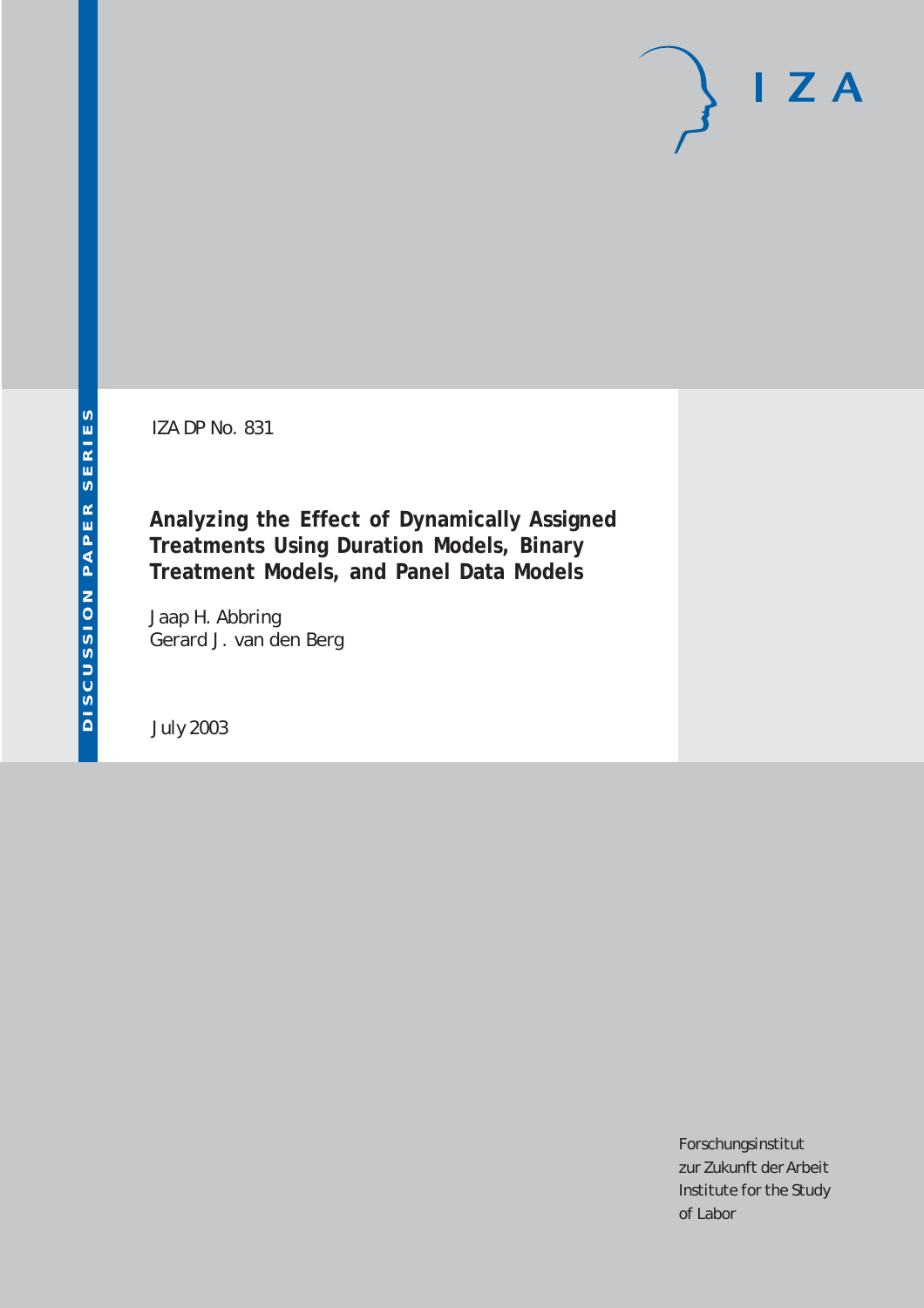IZA DP No. 831

# Analyzing the Effect of Dynamically Assigned Treatments Using Duration Models, Binary Treatment Models, and Panel Data Models

Jaap H. Abbring
Gerard J. van den Berg

July 2003

Forschungsinstitut
zur Zukunft der Arbeit
Institute for the Study
of Labor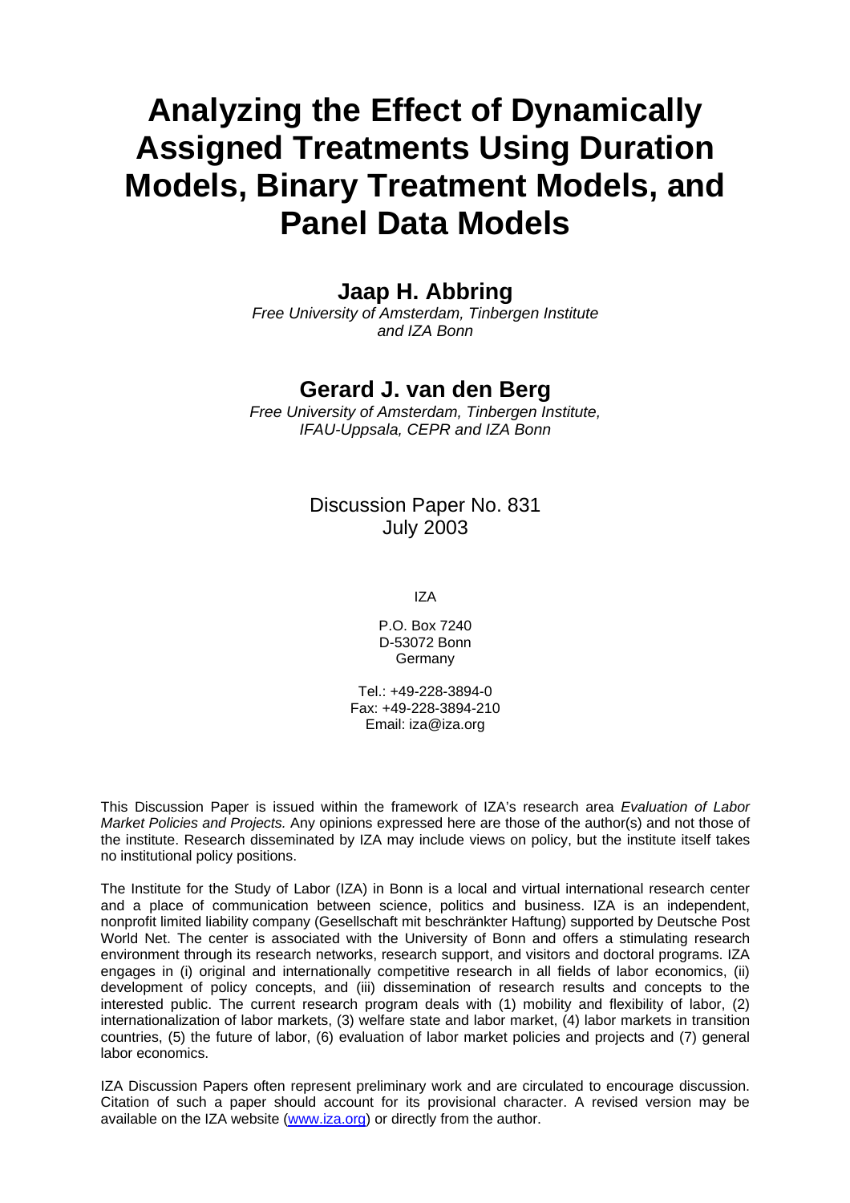# Analyzing the Effect of Dynamically Assigned Treatments Using Duration Models, Binary Treatment Models, and Panel Data Models

## Jaap H. Abbring

*Free University of Amsterdam, Tinbergen Institute and IZA Bonn*

## Gerard J. van den Berg

*Free University of Amsterdam, Tinbergen Institute, IFAU-Uppsala, CEPR and IZA Bonn*

Discussion Paper No. 831
July 2003

IZA

P.O. Box 7240
D-53072 Bonn
Germany

Tel.: +49-228-3894-0
Fax: +49-228-3894-210
Email: iza@iza.org

This Discussion Paper is issued within the framework of IZA's research area *Evaluation of Labor Market Policies and Projects.* Any opinions expressed here are those of the author(s) and not those of the institute. Research disseminated by IZA may include views on policy, but the institute itself takes no institutional policy positions.

The Institute for the Study of Labor (IZA) in Bonn is a local and virtual international research center and a place of communication between science, politics and business. IZA is an independent, nonprofit limited liability company (Gesellschaft mit beschränkter Haftung) supported by Deutsche Post World Net. The center is associated with the University of Bonn and offers a stimulating research environment through its research networks, research support, and visitors and doctoral programs. IZA engages in (i) original and internationally competitive research in all fields of labor economics, (ii) development of policy concepts, and (iii) dissemination of research results and concepts to the interested public. The current research program deals with (1) mobility and flexibility of labor, (2) internationalization of labor markets, (3) welfare state and labor market, (4) labor markets in transition countries, (5) the future of labor, (6) evaluation of labor market policies and projects and (7) general labor economics.

IZA Discussion Papers often represent preliminary work and are circulated to encourage discussion. Citation of such a paper should account for its provisional character. A revised version may be available on the IZA website (www.iza.org) or directly from the author.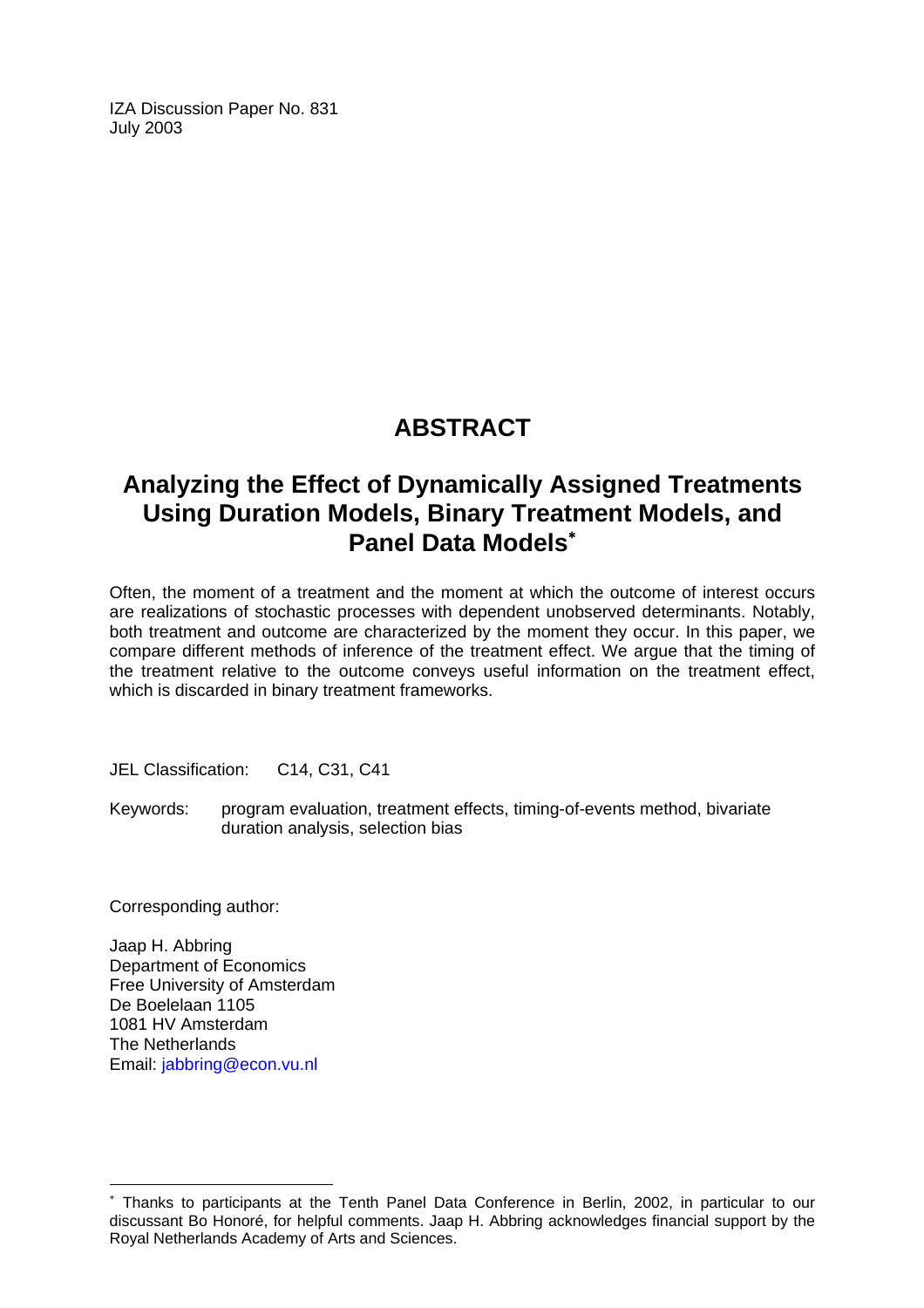IZA Discussion Paper No. 831
July 2003

# ABSTRACT

## Analyzing the Effect of Dynamically Assigned Treatments Using Duration Models, Binary Treatment Models, and Panel Data Models*

Often, the moment of a treatment and the moment at which the outcome of interest occurs are realizations of stochastic processes with dependent unobserved determinants. Notably, both treatment and outcome are characterized by the moment they occur. In this paper, we compare different methods of inference of the treatment effect. We argue that the timing of the treatment relative to the outcome conveys useful information on the treatment effect, which is discarded in binary treatment frameworks.

JEL Classification: C14, C31, C41

Keywords: program evaluation, treatment effects, timing-of-events method, bivariate duration analysis, selection bias

Corresponding author:

Jaap H. Abbring
Department of Economics
Free University of Amsterdam
De Boelelaan 1105
1081 HV Amsterdam
The Netherlands
Email: jabbring@econ.vu.nl

---

* Thanks to participants at the Tenth Panel Data Conference in Berlin, 2002, in particular to our discussant Bo Honoré, for helpful comments. Jaap H. Abbring acknowledges financial support by the Royal Netherlands Academy of Arts and Sciences.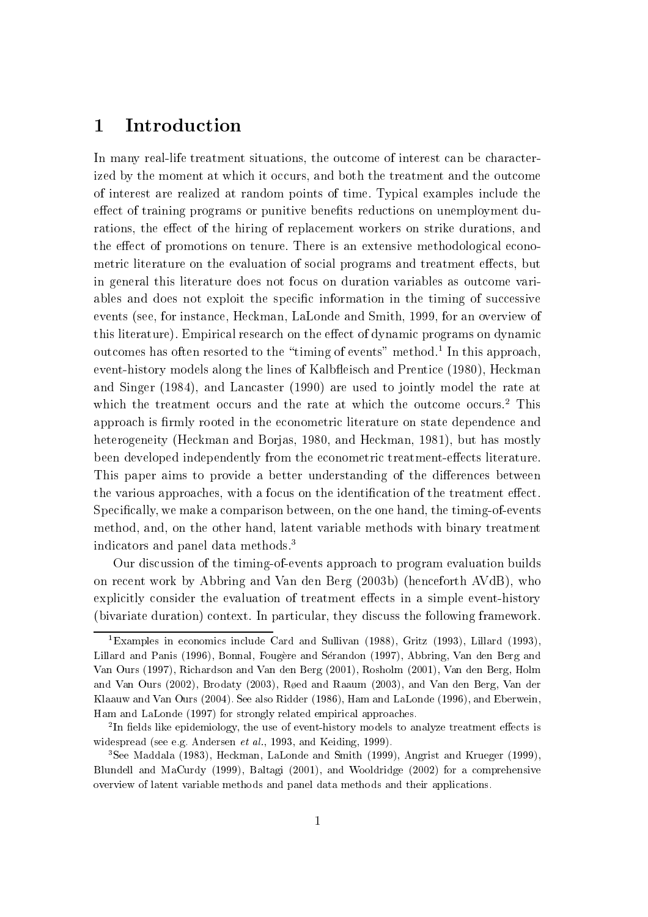# 1 Introduction

In many real-life treatment situations, the outcome of interest can be characterized by the moment at which it occurs, and both the treatment and the outcome of interest are realized at random points of time. Typical examples include the effect of training programs or punitive benefits reductions on unemployment durations, the effect of the hiring of replacement workers on strike durations, and the effect of promotions on tenure. There is an extensive methodological econometric literature on the evaluation of social programs and treatment effects, but in general this literature does not focus on duration variables as outcome variables and does not exploit the specific information in the timing of successive events (see, for instance, Heckman, LaLonde and Smith, 1999, for an overview of this literature). Empirical research on the effect of dynamic programs on dynamic outcomes has often resorted to the "timing of events" method.[1] In this approach, event-history models along the lines of Kalbfleisch and Prentice (1980), Heckman and Singer (1984), and Lancaster (1990) are used to jointly model the rate at which the treatment occurs and the rate at which the outcome occurs.[2] This approach is firmly rooted in the econometric literature on state dependence and heterogeneity (Heckman and Borjas, 1980, and Heckman, 1981), but has mostly been developed independently from the econometric treatment-effects literature. This paper aims to provide a better understanding of the differences between the various approaches, with a focus on the identification of the treatment effect. Specifically, we make a comparison between, on the one hand, the timing-of-events method, and, on the other hand, latent variable methods with binary treatment indicators and panel data methods.[3]

Our discussion of the timing-of-events approach to program evaluation builds on recent work by Abbring and Van den Berg (2003b) (henceforth AVdB), who explicitly consider the evaluation of treatment effects in a simple event-history (bivariate duration) context. In particular, they discuss the following framework.

---

[1] Examples in economics include Card and Sullivan (1988), Gritz (1993), Lillard (1993), Lillard and Panis (1996), Bonnal, Fougère and Sérandon (1997), Abbring, Van den Berg and Van Ours (1997), Richardson and Van den Berg (2001), Rosholm (2001), Van den Berg, Holm and Van Ours (2002), Brodaty (2003), Røed and Raaum (2003), and Van den Berg, Van der Klaauw and Van Ours (2004). See also Ridder (1986), Ham and LaLonde (1996), and Eberwein, Ham and LaLonde (1997) for strongly related empirical approaches.

[2] In fields like epidemiology, the use of event-history models to analyze treatment effects is widespread (see e.g. Andersen *et al.*, 1993, and Keiding, 1999).

[3] See Maddala (1983), Heckman, LaLonde and Smith (1999), Angrist and Krueger (1999), Blundell and MaCurdy (1999), Baltagi (2001), and Wooldridge (2002) for a comprehensive overview of latent variable methods and panel data methods and their applications.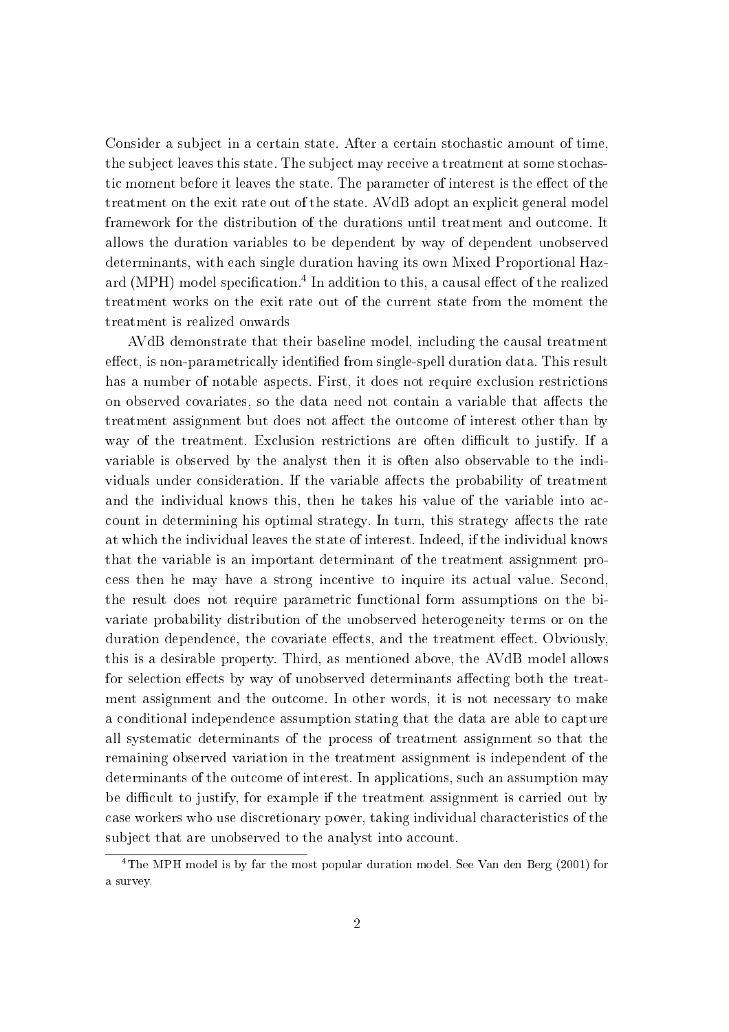Consider a subject in a certain state. After a certain stochastic amount of time, the subject leaves this state. The subject may receive a treatment at some stochastic moment before it leaves the state. The parameter of interest is the effect of the treatment on the exit rate out of the state. AVdB adopt an explicit general model framework for the distribution of the durations until treatment and outcome. It allows the duration variables to be dependent by way of dependent unobserved determinants, with each single duration having its own Mixed Proportional Hazard (MPH) model specification.[4] In addition to this, a causal effect of the realized treatment works on the exit rate out of the current state from the moment the treatment is realized onwards

AVdB demonstrate that their baseline model, including the causal treatment effect, is non-parametrically identified from single-spell duration data. This result has a number of notable aspects. First, it does not require exclusion restrictions on observed covariates, so the data need not contain a variable that affects the treatment assignment but does not affect the outcome of interest other than by way of the treatment. Exclusion restrictions are often difficult to justify. If a variable is observed by the analyst then it is often also observable to the individuals under consideration. If the variable affects the probability of treatment and the individual knows this, then he takes his value of the variable into account in determining his optimal strategy. In turn, this strategy affects the rate at which the individual leaves the state of interest. Indeed, if the individual knows that the variable is an important determinant of the treatment assignment process then he may have a strong incentive to inquire its actual value. Second, the result does not require parametric functional form assumptions on the bivariate probability distribution of the unobserved heterogeneity terms or on the duration dependence, the covariate effects, and the treatment effect. Obviously, this is a desirable property. Third, as mentioned above, the AVdB model allows for selection effects by way of unobserved determinants affecting both the treatment assignment and the outcome. In other words, it is not necessary to make a conditional independence assumption stating that the data are able to capture all systematic determinants of the process of treatment assignment so that the remaining observed variation in the treatment assignment is independent of the determinants of the outcome of interest. In applications, such an assumption may be difficult to justify, for example if the treatment assignment is carried out by case workers who use discretionary power, taking individual characteristics of the subject that are unobserved to the analyst into account.

[4] The MPH model is by far the most popular duration model. See Van den Berg (2001) for a survey.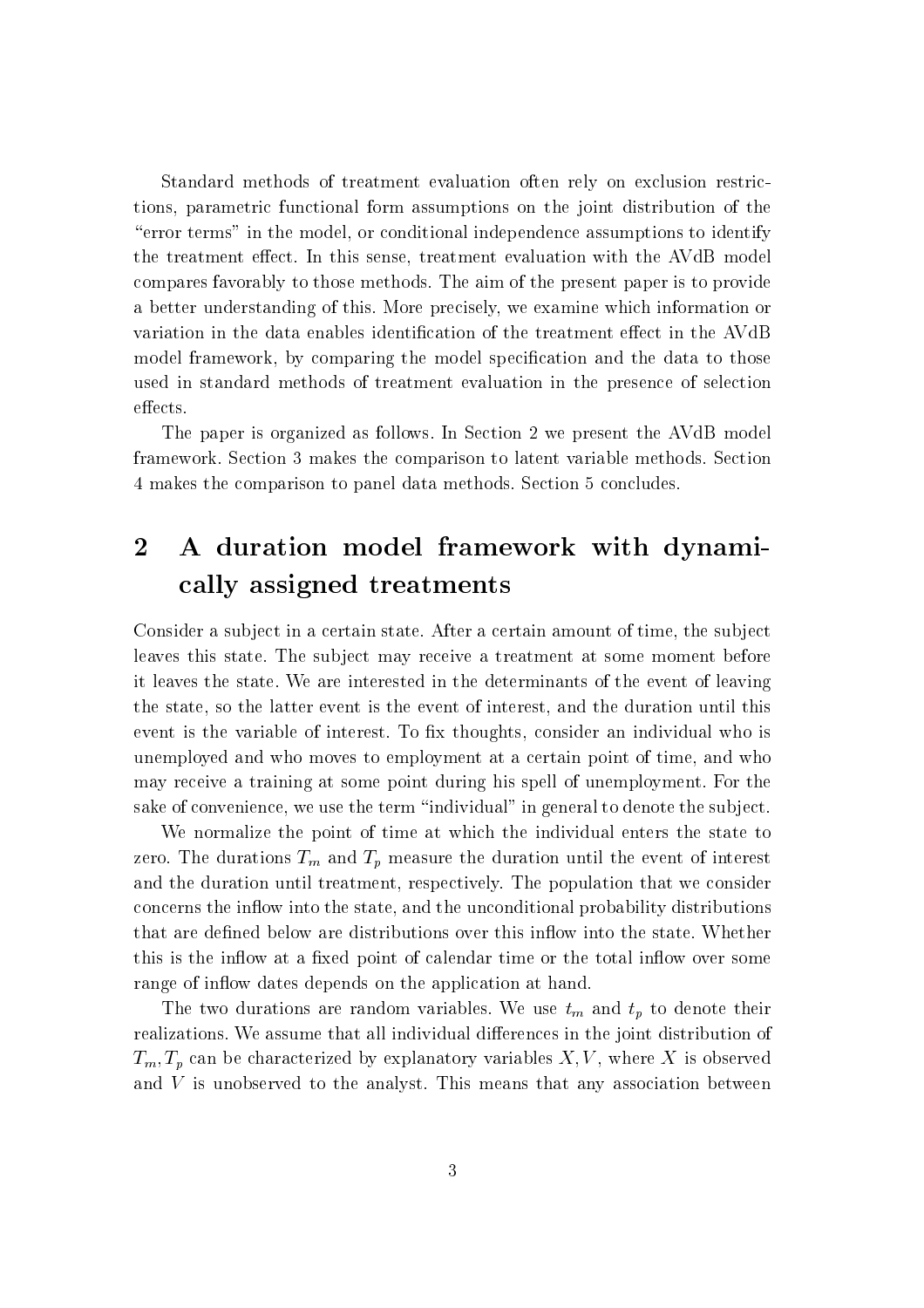Standard methods of treatment evaluation often rely on exclusion restrictions, parametric functional form assumptions on the joint distribution of the "error terms" in the model, or conditional independence assumptions to identify the treatment effect. In this sense, treatment evaluation with the AVdB model compares favorably to those methods. The aim of the present paper is to provide a better understanding of this. More precisely, we examine which information or variation in the data enables identification of the treatment effect in the AVdB model framework, by comparing the model specification and the data to those used in standard methods of treatment evaluation in the presence of selection effects.

The paper is organized as follows. In Section 2 we present the AVdB model framework. Section 3 makes the comparison to latent variable methods. Section 4 makes the comparison to panel data methods. Section 5 concludes.

# 2 A duration model framework with dynamically assigned treatments

Consider a subject in a certain state. After a certain amount of time, the subject leaves this state. The subject may receive a treatment at some moment before it leaves the state. We are interested in the determinants of the event of leaving the state, so the latter event is the event of interest, and the duration until this event is the variable of interest. To fix thoughts, consider an individual who is unemployed and who moves to employment at a certain point of time, and who may receive a training at some point during his spell of unemployment. For the sake of convenience, we use the term "individual" in general to denote the subject.

We normalize the point of time at which the individual enters the state to zero. The durations $T_m$ and $T_p$ measure the duration until the event of interest and the duration until treatment, respectively. The population that we consider concerns the inflow into the state, and the unconditional probability distributions that are defined below are distributions over this inflow into the state. Whether this is the inflow at a fixed point of calendar time or the total inflow over some range of inflow dates depends on the application at hand.

The two durations are random variables. We use $t_m$ and $t_p$ to denote their realizations. We assume that all individual differences in the joint distribution of $T_m, T_p$ can be characterized by explanatory variables $X, V$, where $X$ is observed and $V$ is unobserved to the analyst. This means that any association between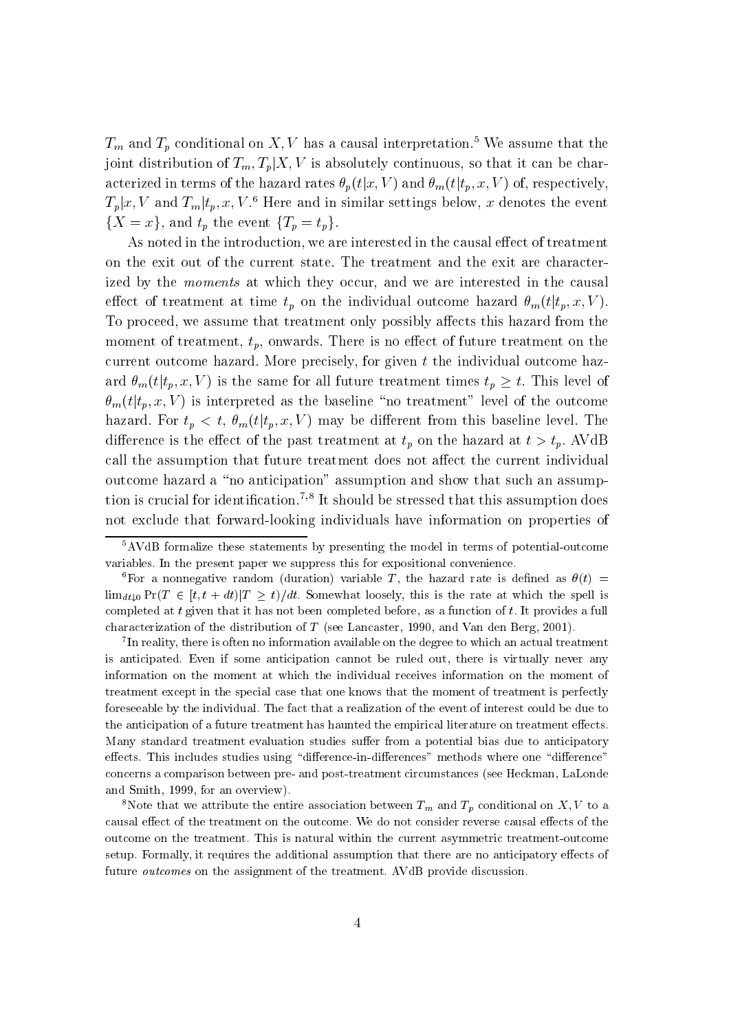$T_m$ and $T_p$ conditional on $X, V$ has a causal interpretation.[5] We assume that the joint distribution of $T_m, T_p|X, V$ is absolutely continuous, so that it can be characterized in terms of the hazard rates $\theta_p(t|x, V)$ and $\theta_m(t|t_p, x, V)$ of, respectively, $T_p|x, V$ and $T_m|t_p, x, V$.[6] Here and in similar settings below, $x$ denotes the event $\{X = x\}$, and $t_p$ the event $\{T_p = t_p\}$.

As noted in the introduction, we are interested in the causal effect of treatment on the exit out of the current state. The treatment and the exit are characterized by the *moments* at which they occur, and we are interested in the causal effect of treatment at time $t_p$ on the individual outcome hazard $\theta_m(t|t_p, x, V)$. To proceed, we assume that treatment only possibly affects this hazard from the moment of treatment, $t_p$, onwards. There is no effect of future treatment on the current outcome hazard. More precisely, for given $t$ the individual outcome hazard $\theta_m(t|t_p, x, V)$ is the same for all future treatment times $t_p \geq t$. This level of $\theta_m(t|t_p, x, V)$ is interpreted as the baseline "no treatment" level of the outcome hazard. For $t_p < t$, $\theta_m(t|t_p, x, V)$ may be different from this baseline level. The difference is the effect of the past treatment at $t_p$ on the hazard at $t > t_p$. AVdB call the assumption that future treatment does not affect the current individual outcome hazard a "no anticipation" assumption and show that such an assumption is crucial for identification.[7,8] It should be stressed that this assumption does not exclude that forward-looking individuals have information on properties of

---

[5] AVdB formalize these statements by presenting the model in terms of potential-outcome variables. In the present paper we suppress this for expositional convenience.

[6] For a nonnegative random (duration) variable $T$, the hazard rate is defined as $\theta(t) = \lim_{dt \downarrow 0} \Pr(T \in [t, t + dt)|T \geq t)/dt$. Somewhat loosely, this is the rate at which the spell is completed at $t$ given that it has not been completed before, as a function of $t$. It provides a full characterization of the distribution of $T$ (see Lancaster, 1990, and Van den Berg, 2001).

[7] In reality, there is often no information available on the degree to which an actual treatment is anticipated. Even if some anticipation cannot be ruled out, there is virtually never any information on the moment at which the individual receives information on the moment of treatment except in the special case that one knows that the moment of treatment is perfectly foreseeable by the individual. The fact that a realization of the event of interest could be due to the anticipation of a future treatment has haunted the empirical literature on treatment effects. Many standard treatment evaluation studies suffer from a potential bias due to anticipatory effects. This includes studies using "difference-in-differences" methods where one "difference" concerns a comparison between pre- and post-treatment circumstances (see Heckman, LaLonde and Smith, 1999, for an overview).

[8] Note that we attribute the entire association between $T_m$ and $T_p$ conditional on $X, V$ to a causal effect of the treatment on the outcome. We do not consider reverse causal effects of the outcome on the treatment. This is natural within the current asymmetric treatment-outcome setup. Formally, it requires the additional assumption that there are no anticipatory effects of future *outcomes* on the assignment of the treatment. AVdB provide discussion.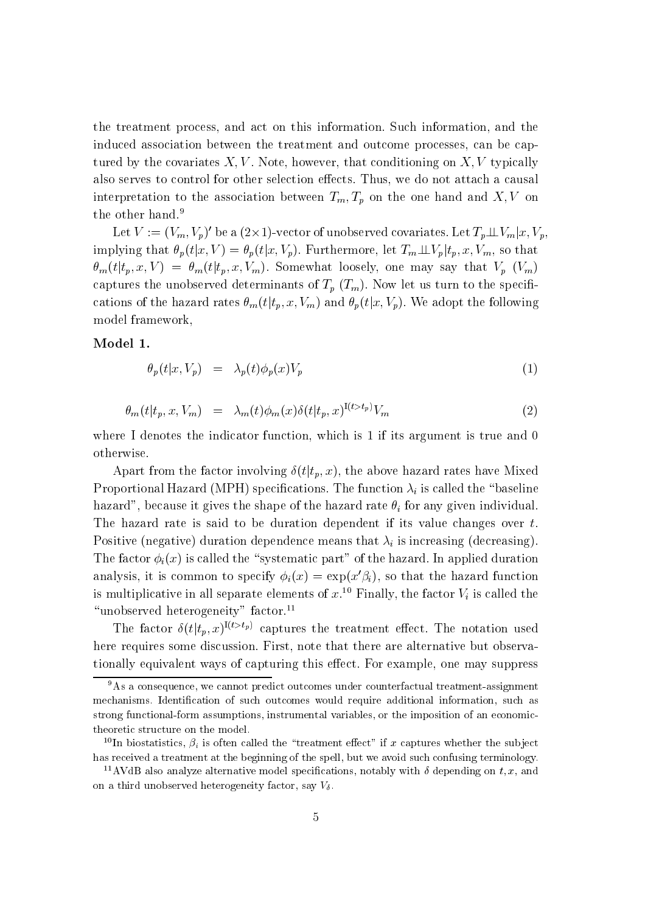the treatment process, and act on this information. Such information, and the induced association between the treatment and outcome processes, can be captured by the covariates $X, V$. Note, however, that conditioning on $X, V$ typically also serves to control for other selection effects. Thus, we do not attach a causal interpretation to the association between $T_m, T_p$ on the one hand and $X, V$ on the other hand.[9]

Let $V := (V_m, V_p)'$ be a $(2\times 1)$-vector of unobserved covariates. Let $T_p \perp\!\!\!\perp V_m | x, V_p$, implying that $\theta_p(t|x, V) = \theta_p(t|x, V_p)$. Furthermore, let $T_m \perp\!\!\!\perp V_p | t_p, x, V_m$, so that $\theta_m(t|t_p, x, V) = \theta_m(t|t_p, x, V_m)$. Somewhat loosely, one may say that $V_p$ ($V_m$) captures the unobserved determinants of $T_p$ ($T_m$). Now let us turn to the specifications of the hazard rates $\theta_m(t|t_p, x, V_m)$ and $\theta_p(t|x, V_p)$. We adopt the following model framework,

**Model 1.**

$$\theta_p(t|x, V_p) \;=\; \lambda_p(t)\phi_p(x)V_p \tag{1}$$

$$\theta_m(t|t_p, x, V_m) \;=\; \lambda_m(t)\phi_m(x)\delta(t|t_p, x)^{\mathrm{I}(t>t_p)}V_m \tag{2}$$

where I denotes the indicator function, which is 1 if its argument is true and 0 otherwise.

Apart from the factor involving $\delta(t|t_p, x)$, the above hazard rates have Mixed Proportional Hazard (MPH) specifications. The function $\lambda_i$ is called the "baseline hazard", because it gives the shape of the hazard rate $\theta_i$ for any given individual. The hazard rate is said to be duration dependent if its value changes over $t$. Positive (negative) duration dependence means that $\lambda_i$ is increasing (decreasing). The factor $\phi_i(x)$ is called the "systematic part" of the hazard. In applied duration analysis, it is common to specify $\phi_i(x) = \exp(x'\beta_i)$, so that the hazard function is multiplicative in all separate elements of $x$.[10] Finally, the factor $V_i$ is called the "unobserved heterogeneity" factor.[11]

The factor $\delta(t|t_p, x)^{\mathrm{I}(t>t_p)}$ captures the treatment effect. The notation used here requires some discussion. First, note that there are alternative but observationally equivalent ways of capturing this effect. For example, one may suppress

---

[9] As a consequence, we cannot predict outcomes under counterfactual treatment-assignment mechanisms. Identification of such outcomes would require additional information, such as strong functional-form assumptions, instrumental variables, or the imposition of an economic-theoretic structure on the model.

[10] In biostatistics, $\beta_i$ is often called the "treatment effect" if $x$ captures whether the subject has received a treatment at the beginning of the spell, but we avoid such confusing terminology.

[11] AVdB also analyze alternative model specifications, notably with $\delta$ depending on $t, x$, and on a third unobserved heterogeneity factor, say $V_\delta$.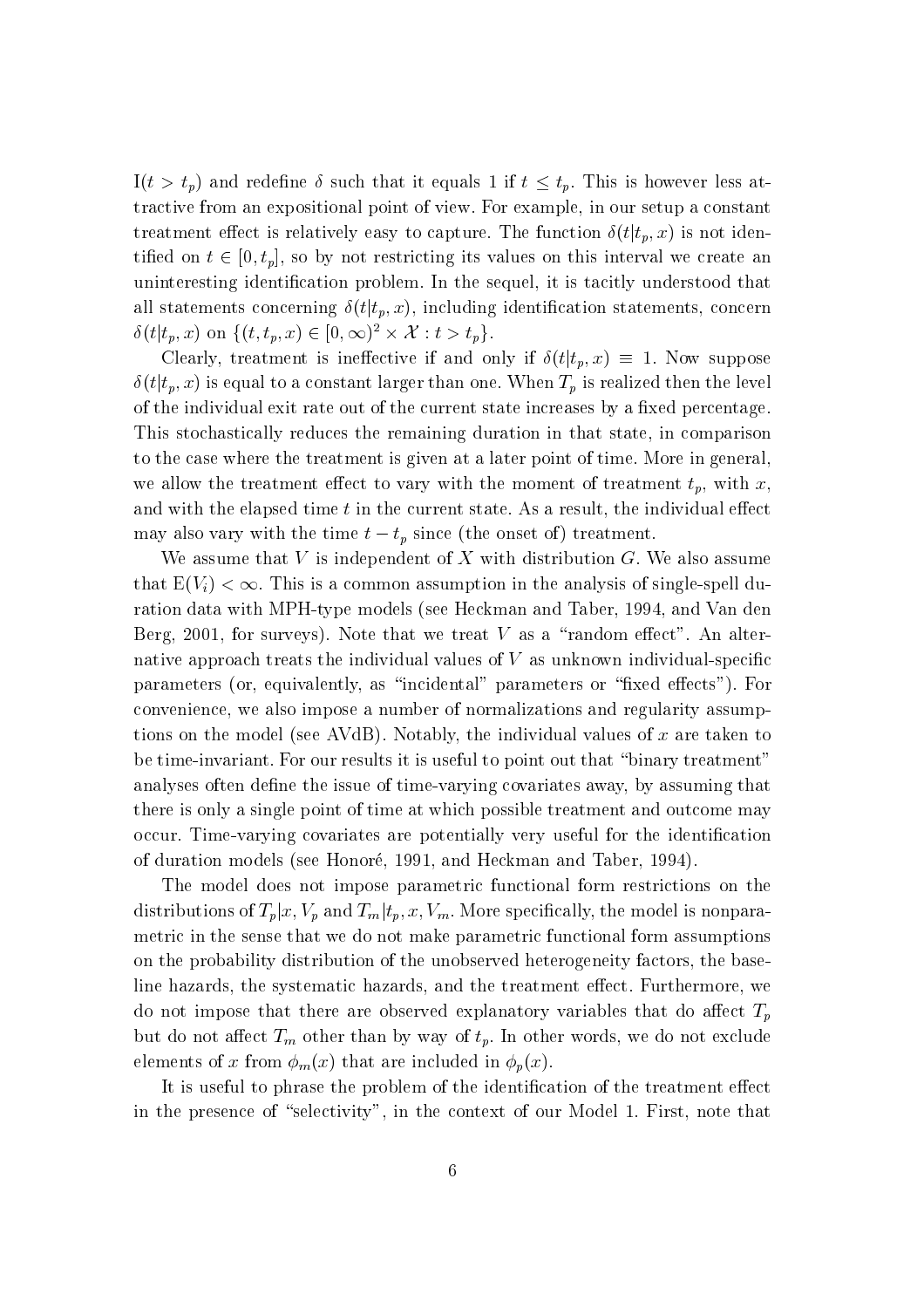$\mathrm{I}(t > t_p)$ and redefine $\delta$ such that it equals 1 if $t \leq t_p$. This is however less attractive from an expositional point of view. For example, in our setup a constant treatment effect is relatively easy to capture. The function $\delta(t|t_p, x)$ is not identified on $t \in [0, t_p]$, so by not restricting its values on this interval we create an uninteresting identification problem. In the sequel, it is tacitly understood that all statements concerning $\delta(t|t_p, x)$, including identification statements, concern $\delta(t|t_p, x)$ on $\{(t, t_p, x) \in [0, \infty)^2 \times \mathcal{X} : t > t_p\}$.

Clearly, treatment is ineffective if and only if $\delta(t|t_p, x) \equiv 1$. Now suppose $\delta(t|t_p, x)$ is equal to a constant larger than one. When $T_p$ is realized then the level of the individual exit rate out of the current state increases by a fixed percentage. This stochastically reduces the remaining duration in that state, in comparison to the case where the treatment is given at a later point of time. More in general, we allow the treatment effect to vary with the moment of treatment $t_p$, with $x$, and with the elapsed time $t$ in the current state. As a result, the individual effect may also vary with the time $t - t_p$ since (the onset of) treatment.

We assume that $V$ is independent of $X$ with distribution $G$. We also assume that $\mathrm{E}(V_i) < \infty$. This is a common assumption in the analysis of single-spell duration data with MPH-type models (see Heckman and Taber, 1994, and Van den Berg, 2001, for surveys). Note that we treat $V$ as a "random effect". An alternative approach treats the individual values of $V$ as unknown individual-specific parameters (or, equivalently, as "incidental" parameters or "fixed effects"). For convenience, we also impose a number of normalizations and regularity assumptions on the model (see AVdB). Notably, the individual values of $x$ are taken to be time-invariant. For our results it is useful to point out that "binary treatment" analyses often define the issue of time-varying covariates away, by assuming that there is only a single point of time at which possible treatment and outcome may occur. Time-varying covariates are potentially very useful for the identification of duration models (see Honoré, 1991, and Heckman and Taber, 1994).

The model does not impose parametric functional form restrictions on the distributions of $T_p|x, V_p$ and $T_m|t_p, x, V_m$. More specifically, the model is nonparametric in the sense that we do not make parametric functional form assumptions on the probability distribution of the unobserved heterogeneity factors, the baseline hazards, the systematic hazards, and the treatment effect. Furthermore, we do not impose that there are observed explanatory variables that do affect $T_p$ but do not affect $T_m$ other than by way of $t_p$. In other words, we do not exclude elements of $x$ from $\phi_m(x)$ that are included in $\phi_p(x)$.

It is useful to phrase the problem of the identification of the treatment effect in the presence of "selectivity", in the context of our Model 1. First, note that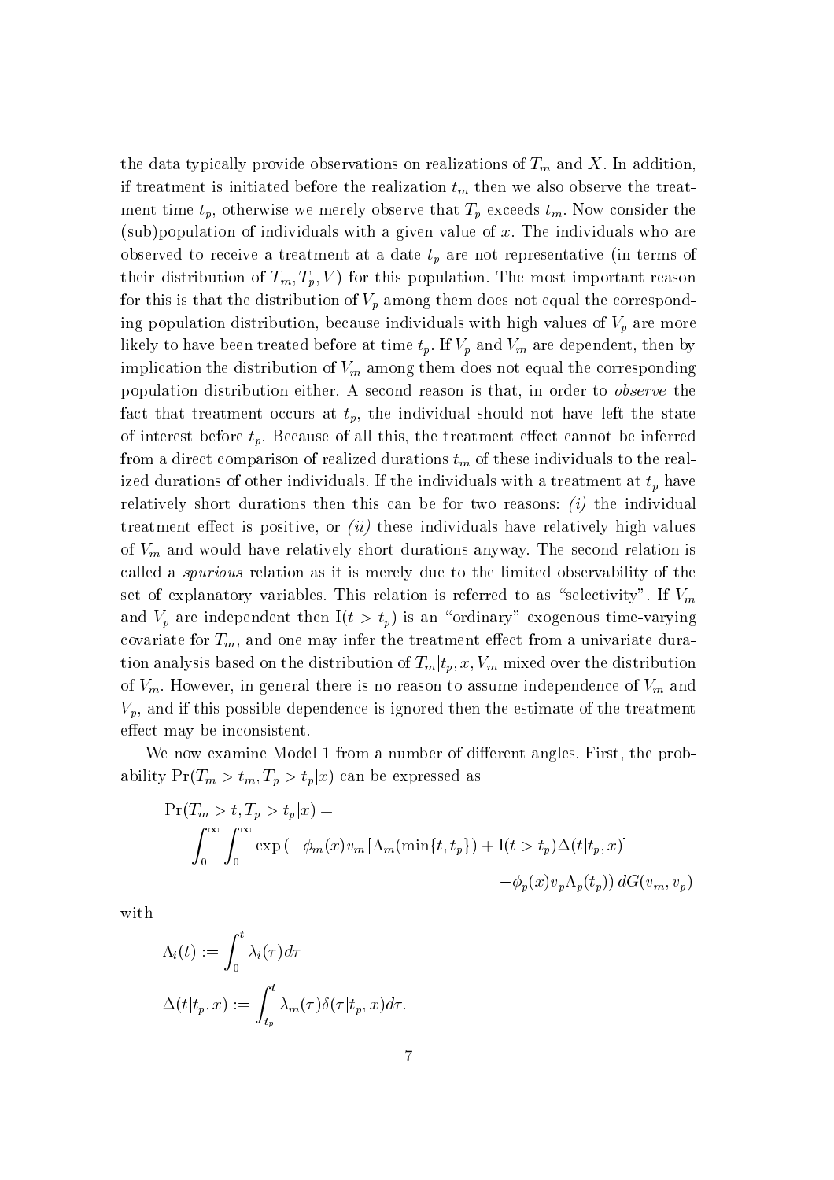the data typically provide observations on realizations of $T_m$ and $X$. In addition, if treatment is initiated before the realization $t_m$ then we also observe the treatment time $t_p$, otherwise we merely observe that $T_p$ exceeds $t_m$. Now consider the (sub)population of individuals with a given value of $x$. The individuals who are observed to receive a treatment at a date $t_p$ are not representative (in terms of their distribution of $T_m, T_p, V$) for this population. The most important reason for this is that the distribution of $V_p$ among them does not equal the corresponding population distribution, because individuals with high values of $V_p$ are more likely to have been treated before at time $t_p$. If $V_p$ and $V_m$ are dependent, then by implication the distribution of $V_m$ among them does not equal the corresponding population distribution either. A second reason is that, in order to *observe* the fact that treatment occurs at $t_p$, the individual should not have left the state of interest before $t_p$. Because of all this, the treatment effect cannot be inferred from a direct comparison of realized durations $t_m$ of these individuals to the realized durations of other individuals. If the individuals with a treatment at $t_p$ have relatively short durations then this can be for two reasons: *(i)* the individual treatment effect is positive, or *(ii)* these individuals have relatively high values of $V_m$ and would have relatively short durations anyway. The second relation is called a *spurious* relation as it is merely due to the limited observability of the set of explanatory variables. This relation is referred to as "selectivity". If $V_m$ and $V_p$ are independent then $\mathrm{I}(t > t_p)$ is an "ordinary" exogenous time-varying covariate for $T_m$, and one may infer the treatment effect from a univariate duration analysis based on the distribution of $T_m|t_p, x, V_m$ mixed over the distribution of $V_m$. However, in general there is no reason to assume independence of $V_m$ and $V_p$, and if this possible dependence is ignored then the estimate of the treatment effect may be inconsistent.

We now examine Model 1 from a number of different angles. First, the probability $\Pr(T_m > t_m, T_p > t_p|x)$ can be expressed as

$$\begin{aligned}
&\Pr(T_m > t, T_p > t_p|x) = \\
&\quad \int_0^\infty \int_0^\infty \exp\left(-\phi_m(x) v_m \left[\Lambda_m(\min\{t, t_p\}) + \mathrm{I}(t > t_p)\Delta(t|t_p, x)\right]\right. \\
&\qquad\qquad\qquad\qquad\qquad \left. - \phi_p(x) v_p \Lambda_p(t_p)\right) dG(v_m, v_p)
\end{aligned}$$

with

$$\Lambda_i(t) := \int_0^t \lambda_i(\tau) d\tau$$

$$\Delta(t|t_p, x) := \int_{t_p}^t \lambda_m(\tau)\delta(\tau|t_p, x) d\tau.$$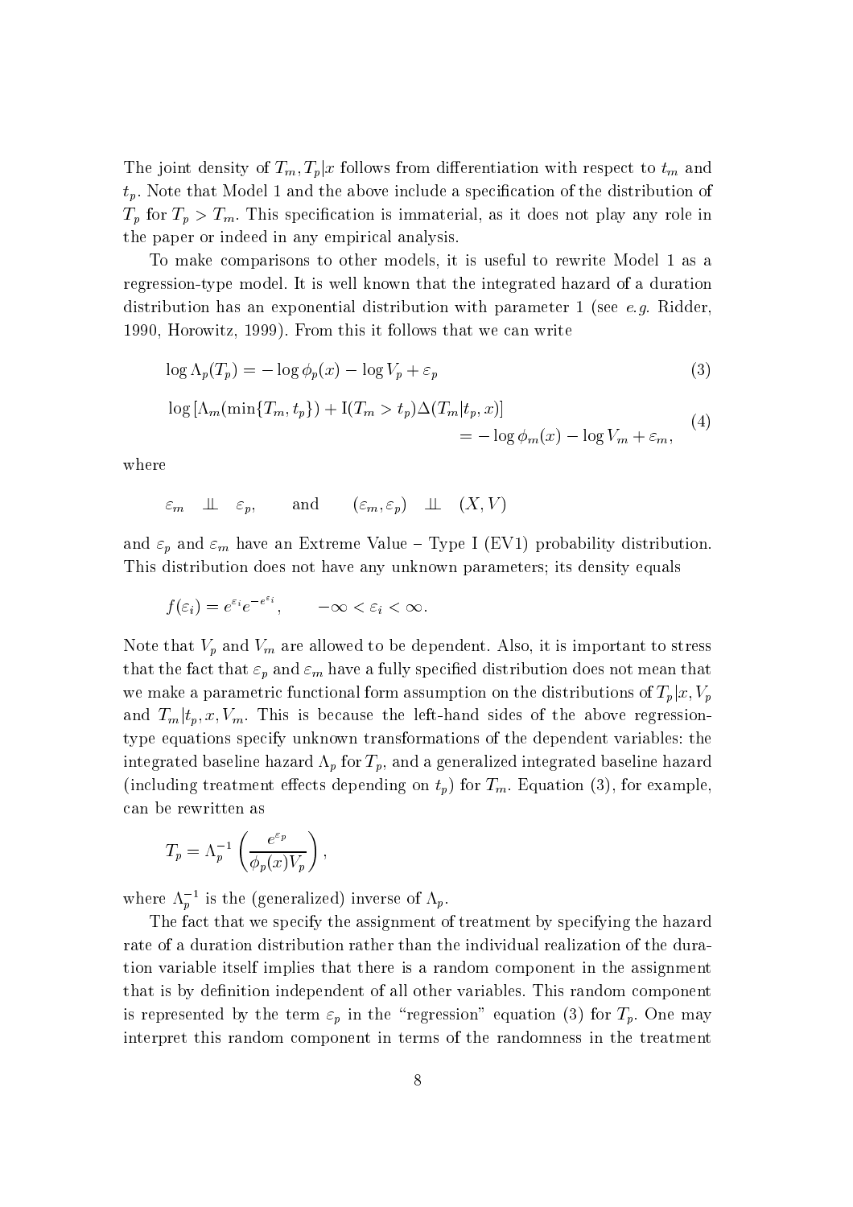The joint density of $T_m, T_p|x$ follows from differentiation with respect to $t_m$ and $t_p$. Note that Model 1 and the above include a specification of the distribution of $T_p$ for $T_p > T_m$. This specification is immaterial, as it does not play any role in the paper or indeed in any empirical analysis.

To make comparisons to other models, it is useful to rewrite Model 1 as a regression-type model. It is well known that the integrated hazard of a duration distribution has an exponential distribution with parameter 1 (see *e.g.* Ridder, 1990, Horowitz, 1999). From this it follows that we can write

$$\log \Lambda_p(T_p) = -\log \phi_p(x) - \log V_p + \varepsilon_p \tag{3}$$

$$\log\left[\Lambda_m(\min\{T_m, t_p\}) + \mathrm{I}(T_m > t_p)\Delta(T_m|t_p, x)\right] = -\log \phi_m(x) - \log V_m + \varepsilon_m, \tag{4}$$

where

$$\varepsilon_m \quad \perp\!\!\!\perp \quad \varepsilon_p, \qquad \text{and} \qquad (\varepsilon_m, \varepsilon_p) \quad \perp\!\!\!\perp \quad (X, V)$$

and $\varepsilon_p$ and $\varepsilon_m$ have an Extreme Value – Type I (EV1) probability distribution. This distribution does not have any unknown parameters; its density equals

$$f(\varepsilon_i) = e^{\varepsilon_i} e^{-e^{\varepsilon_i}}, \qquad -\infty < \varepsilon_i < \infty.$$

Note that $V_p$ and $V_m$ are allowed to be dependent. Also, it is important to stress that the fact that $\varepsilon_p$ and $\varepsilon_m$ have a fully specified distribution does not mean that we make a parametric functional form assumption on the distributions of $T_p|x, V_p$ and $T_m|t_p, x, V_m$. This is because the left-hand sides of the above regression-type equations specify unknown transformations of the dependent variables: the integrated baseline hazard $\Lambda_p$ for $T_p$, and a generalized integrated baseline hazard (including treatment effects depending on $t_p$) for $T_m$. Equation (3), for example, can be rewritten as

$$T_p = \Lambda_p^{-1}\left(\frac{e^{\varepsilon_p}}{\phi_p(x)V_p}\right),$$

where $\Lambda_p^{-1}$ is the (generalized) inverse of $\Lambda_p$.

The fact that we specify the assignment of treatment by specifying the hazard rate of a duration distribution rather than the individual realization of the duration variable itself implies that there is a random component in the assignment that is by definition independent of all other variables. This random component is represented by the term $\varepsilon_p$ in the "regression" equation (3) for $T_p$. One may interpret this random component in terms of the randomness in the treatment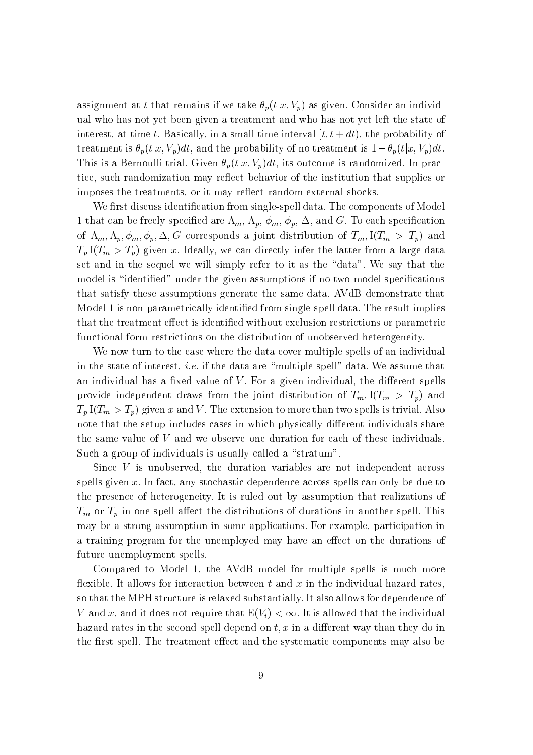assignment at $t$ that remains if we take $\theta_p(t|x, V_p)$ as given. Consider an individual who has not yet been given a treatment and who has not yet left the state of interest, at time $t$. Basically, in a small time interval $[t, t + dt)$, the probability of treatment is $\theta_p(t|x, V_p)dt$, and the probability of no treatment is $1 - \theta_p(t|x, V_p)dt$. This is a Bernoulli trial. Given $\theta_p(t|x, V_p)dt$, its outcome is randomized. In practice, such randomization may reflect behavior of the institution that supplies or imposes the treatments, or it may reflect random external shocks.

We first discuss identification from single-spell data. The components of Model 1 that can be freely specified are $\Lambda_m$, $\Lambda_p$, $\phi_m$, $\phi_p$, $\Delta$, and $G$. To each specification of $\Lambda_m, \Lambda_p, \phi_m, \phi_p, \Delta, G$ corresponds a joint distribution of $T_m, \mathrm{I}(T_m > T_p)$ and $T_p\, \mathrm{I}(T_m > T_p)$ given $x$. Ideally, we can directly infer the latter from a large data set and in the sequel we will simply refer to it as the "data". We say that the model is "identified" under the given assumptions if no two model specifications that satisfy these assumptions generate the same data. AVdB demonstrate that Model 1 is non-parametrically identified from single-spell data. The result implies that the treatment effect is identified without exclusion restrictions or parametric functional form restrictions on the distribution of unobserved heterogeneity.

We now turn to the case where the data cover multiple spells of an individual in the state of interest, *i.e.* if the data are "multiple-spell" data. We assume that an individual has a fixed value of $V$. For a given individual, the different spells provide independent draws from the joint distribution of $T_m, \mathrm{I}(T_m > T_p)$ and $T_p\, \mathrm{I}(T_m > T_p)$ given $x$ and $V$. The extension to more than two spells is trivial. Also note that the setup includes cases in which physically different individuals share the same value of $V$ and we observe one duration for each of these individuals. Such a group of individuals is usually called a "stratum".

Since $V$ is unobserved, the duration variables are not independent across spells given $x$. In fact, any stochastic dependence across spells can only be due to the presence of heterogeneity. It is ruled out by assumption that realizations of $T_m$ or $T_p$ in one spell affect the distributions of durations in another spell. This may be a strong assumption in some applications. For example, participation in a training program for the unemployed may have an effect on the durations of future unemployment spells.

Compared to Model 1, the AVdB model for multiple spells is much more flexible. It allows for interaction between $t$ and $x$ in the individual hazard rates, so that the MPH structure is relaxed substantially. It also allows for dependence of $V$ and $x$, and it does not require that $\mathrm{E}(V_i) < \infty$. It is allowed that the individual hazard rates in the second spell depend on $t, x$ in a different way than they do in the first spell. The treatment effect and the systematic components may also be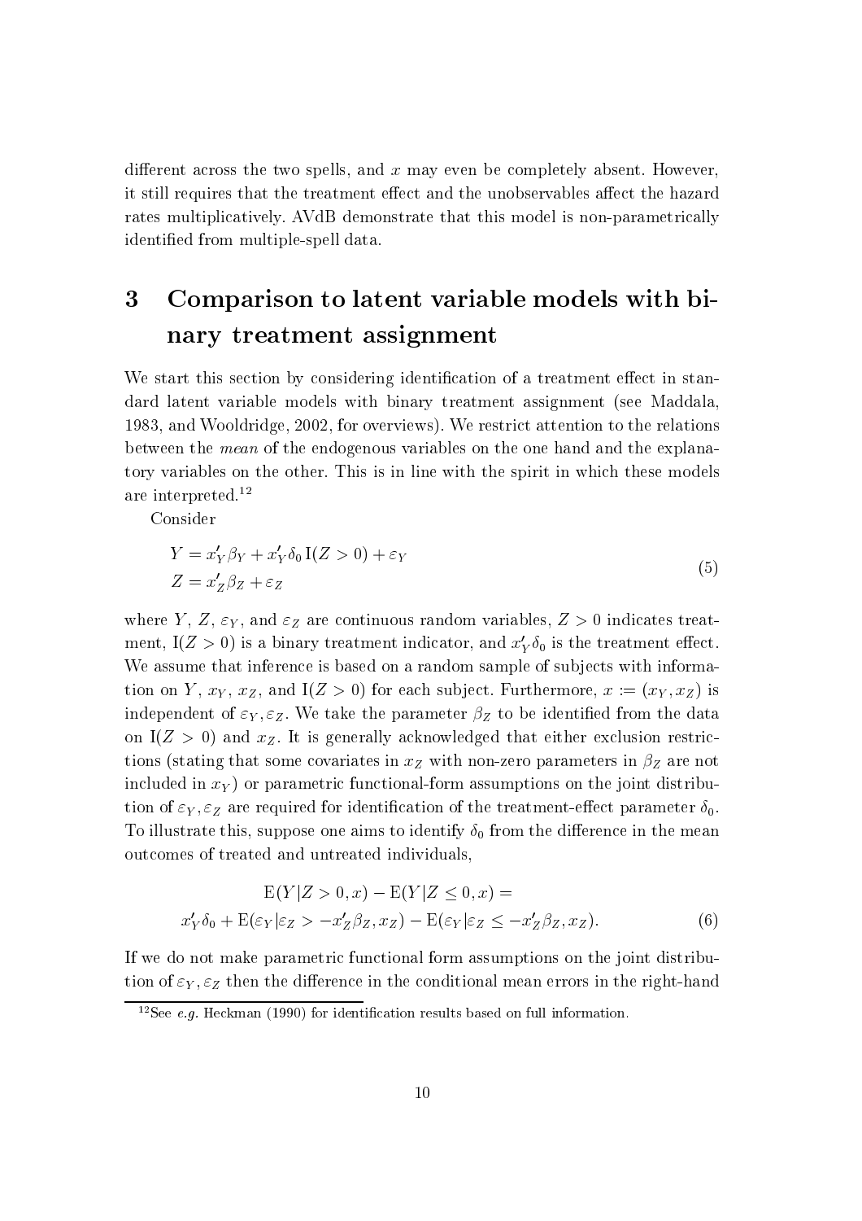different across the two spells, and $x$ may even be completely absent. However, it still requires that the treatment effect and the unobservables affect the hazard rates multiplicatively. AVdB demonstrate that this model is non-parametrically identified from multiple-spell data.

# 3 Comparison to latent variable models with binary treatment assignment

We start this section by considering identification of a treatment effect in standard latent variable models with binary treatment assignment (see Maddala, 1983, and Wooldridge, 2002, for overviews). We restrict attention to the relations between the *mean* of the endogenous variables on the one hand and the explanatory variables on the other. This is in line with the spirit in which these models are interpreted.[12]

Consider

$$
\begin{aligned}
Y &= x_Y'\beta_Y + x_Y'\delta_0\,\mathrm{I}(Z>0) + \varepsilon_Y \\
Z &= x_Z'\beta_Z + \varepsilon_Z
\end{aligned}
\tag{5}
$$

where $Y$, $Z$, $\varepsilon_Y$, and $\varepsilon_Z$ are continuous random variables, $Z>0$ indicates treatment, $\mathrm{I}(Z>0)$ is a binary treatment indicator, and $x_Y'\delta_0$ is the treatment effect. We assume that inference is based on a random sample of subjects with information on $Y$, $x_Y$, $x_Z$, and $\mathrm{I}(Z>0)$ for each subject. Furthermore, $x := (x_Y, x_Z)$ is independent of $\varepsilon_Y, \varepsilon_Z$. We take the parameter $\beta_Z$ to be identified from the data on $\mathrm{I}(Z>0)$ and $x_Z$. It is generally acknowledged that either exclusion restrictions (stating that some covariates in $x_Z$ with non-zero parameters in $\beta_Z$ are not included in $x_Y$) or parametric functional-form assumptions on the joint distribution of $\varepsilon_Y, \varepsilon_Z$ are required for identification of the treatment-effect parameter $\delta_0$. To illustrate this, suppose one aims to identify $\delta_0$ from the difference in the mean outcomes of treated and untreated individuals,

$$
\begin{gathered}
\mathrm{E}(Y|Z>0,x) - \mathrm{E}(Y|Z\leq 0,x) = \\
x_Y'\delta_0 + \mathrm{E}(\varepsilon_Y|\varepsilon_Z > -x_Z'\beta_Z, x_Z) - \mathrm{E}(\varepsilon_Y|\varepsilon_Z \leq -x_Z'\beta_Z, x_Z).
\end{gathered}
\tag{6}
$$

If we do not make parametric functional form assumptions on the joint distribution of $\varepsilon_Y, \varepsilon_Z$ then the difference in the conditional mean errors in the right-hand

[12] See *e.g.* Heckman (1990) for identification results based on full information.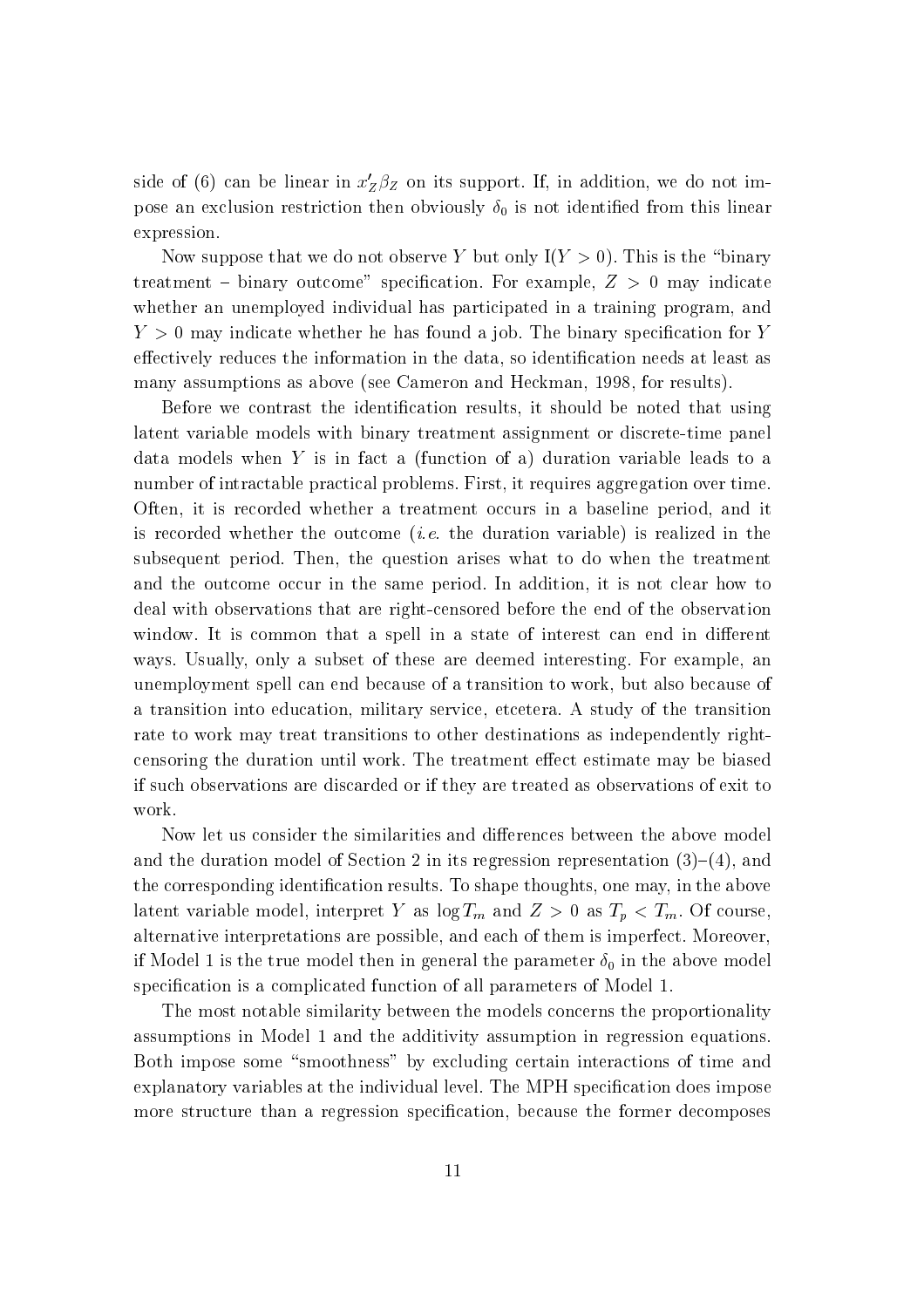side of (6) can be linear in $x_Z'\beta_Z$ on its support. If, in addition, we do not impose an exclusion restriction then obviously $\delta_0$ is not identified from this linear expression.

Now suppose that we do not observe $Y$ but only $I(Y > 0)$. This is the "binary treatment – binary outcome" specification. For example, $Z > 0$ may indicate whether an unemployed individual has participated in a training program, and $Y > 0$ may indicate whether he has found a job. The binary specification for $Y$ effectively reduces the information in the data, so identification needs at least as many assumptions as above (see Cameron and Heckman, 1998, for results).

Before we contrast the identification results, it should be noted that using latent variable models with binary treatment assignment or discrete-time panel data models when $Y$ is in fact a (function of a) duration variable leads to a number of intractable practical problems. First, it requires aggregation over time. Often, it is recorded whether a treatment occurs in a baseline period, and it is recorded whether the outcome (*i.e.* the duration variable) is realized in the subsequent period. Then, the question arises what to do when the treatment and the outcome occur in the same period. In addition, it is not clear how to deal with observations that are right-censored before the end of the observation window. It is common that a spell in a state of interest can end in different ways. Usually, only a subset of these are deemed interesting. For example, an unemployment spell can end because of a transition to work, but also because of a transition into education, military service, etcetera. A study of the transition rate to work may treat transitions to other destinations as independently right-censoring the duration until work. The treatment effect estimate may be biased if such observations are discarded or if they are treated as observations of exit to work.

Now let us consider the similarities and differences between the above model and the duration model of Section 2 in its regression representation (3)–(4), and the corresponding identification results. To shape thoughts, one may, in the above latent variable model, interpret $Y$ as $\log T_m$ and $Z > 0$ as $T_p < T_m$. Of course, alternative interpretations are possible, and each of them is imperfect. Moreover, if Model 1 is the true model then in general the parameter $\delta_0$ in the above model specification is a complicated function of all parameters of Model 1.

The most notable similarity between the models concerns the proportionality assumptions in Model 1 and the additivity assumption in regression equations. Both impose some "smoothness" by excluding certain interactions of time and explanatory variables at the individual level. The MPH specification does impose more structure than a regression specification, because the former decomposes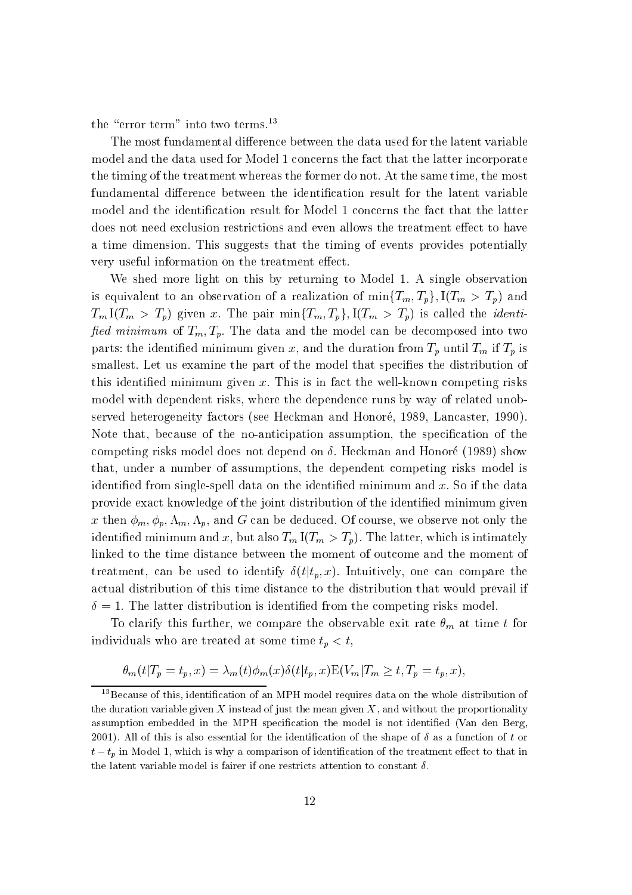the "error term" into two terms.[13]

The most fundamental difference between the data used for the latent variable model and the data used for Model 1 concerns the fact that the latter incorporate the timing of the treatment whereas the former do not. At the same time, the most fundamental difference between the identification result for the latent variable model and the identification result for Model 1 concerns the fact that the latter does not need exclusion restrictions and even allows the treatment effect to have a time dimension. This suggests that the timing of events provides potentially very useful information on the treatment effect.

We shed more light on this by returning to Model 1. A single observation is equivalent to an observation of a realization of $\min\{T_m, T_p\}, \mathrm{I}(T_m > T_p)$ and $T_m \mathrm{I}(T_m > T_p)$ given $x$. The pair $\min\{T_m, T_p\}, \mathrm{I}(T_m > T_p)$ is called the *identified minimum* of $T_m, T_p$. The data and the model can be decomposed into two parts: the identified minimum given $x$, and the duration from $T_p$ until $T_m$ if $T_p$ is smallest. Let us examine the part of the model that specifies the distribution of this identified minimum given $x$. This is in fact the well-known competing risks model with dependent risks, where the dependence runs by way of related unobserved heterogeneity factors (see Heckman and Honoré, 1989, Lancaster, 1990). Note that, because of the no-anticipation assumption, the specification of the competing risks model does not depend on $\delta$. Heckman and Honoré (1989) show that, under a number of assumptions, the dependent competing risks model is identified from single-spell data on the identified minimum and $x$. So if the data provide exact knowledge of the joint distribution of the identified minimum given $x$ then $\phi_m, \phi_p, \Lambda_m, \Lambda_p$, and $G$ can be deduced. Of course, we observe not only the identified minimum and $x$, but also $T_m \mathrm{I}(T_m > T_p)$. The latter, which is intimately linked to the time distance between the moment of outcome and the moment of treatment, can be used to identify $\delta(t|t_p, x)$. Intuitively, one can compare the actual distribution of this time distance to the distribution that would prevail if $\delta = 1$. The latter distribution is identified from the competing risks model.

To clarify this further, we compare the observable exit rate $\theta_m$ at time $t$ for individuals who are treated at some time $t_p < t$,

$$\theta_m(t|T_p = t_p, x) = \lambda_m(t)\phi_m(x)\delta(t|t_p, x)\mathrm{E}(V_m|T_m \geq t, T_p = t_p, x),$$

[13] Because of this, identification of an MPH model requires data on the whole distribution of the duration variable given $X$ instead of just the mean given $X$, and without the proportionality assumption embedded in the MPH specification the model is not identified (Van den Berg, 2001). All of this is also essential for the identification of the shape of $\delta$ as a function of $t$ or $t - t_p$ in Model 1, which is why a comparison of identification of the treatment effect to that in the latent variable model is fairer if one restricts attention to constant $\delta$.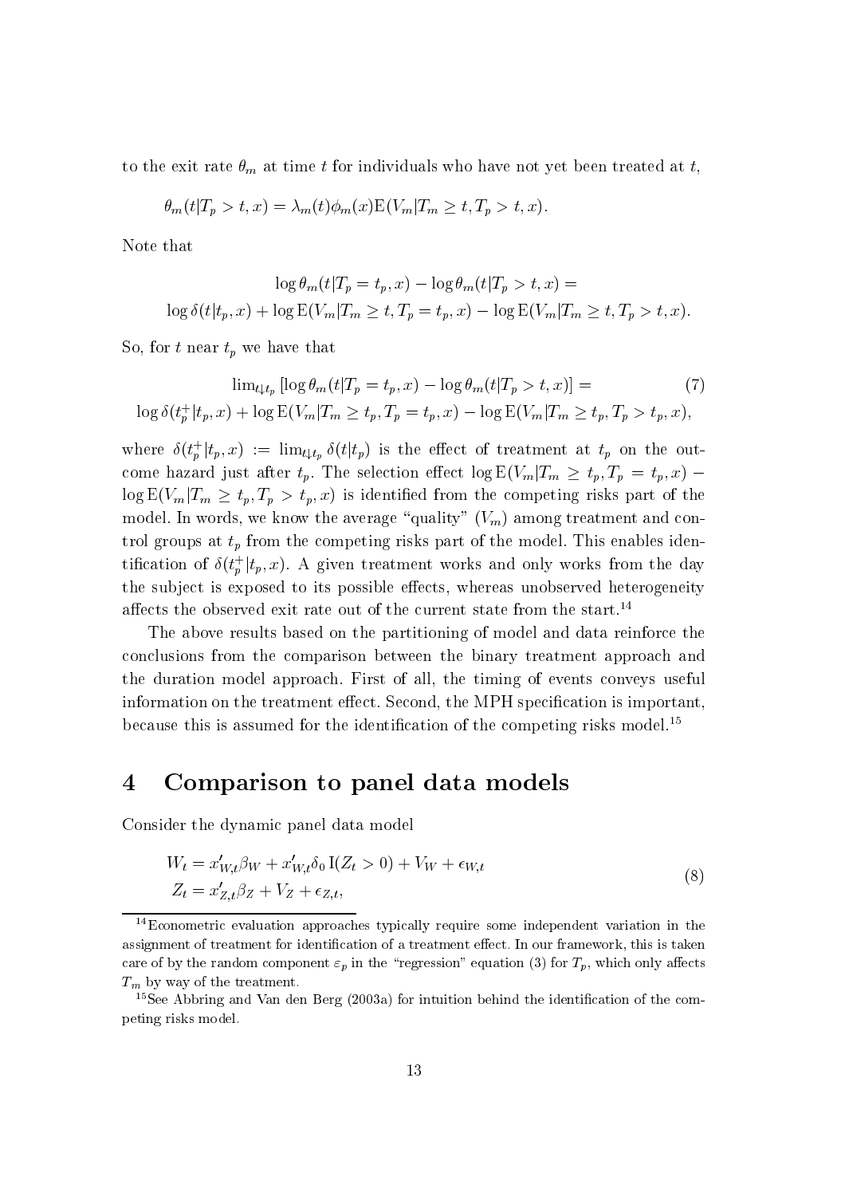to the exit rate $\theta_m$ at time $t$ for individuals who have not yet been treated at $t$,

$$\theta_m(t|T_p > t, x) = \lambda_m(t)\phi_m(x)\mathrm{E}(V_m|T_m \geq t, T_p > t, x).$$

Note that

$$\log\theta_m(t|T_p = t_p, x) - \log\theta_m(t|T_p > t, x) =$$
$$\log\delta(t|t_p, x) + \log\mathrm{E}(V_m|T_m \geq t, T_p = t_p, x) - \log\mathrm{E}(V_m|T_m \geq t, T_p > t, x).$$

So, for $t$ near $t_p$ we have that

$$\begin{aligned}\lim\nolimits_{t\downarrow t_p}\left[\log\theta_m(t|T_p = t_p, x) - \log\theta_m(t|T_p > t, x)\right] = \\ \log\delta(t_p^+|t_p, x) + \log\mathrm{E}(V_m|T_m \geq t_p, T_p = t_p, x) - \log\mathrm{E}(V_m|T_m \geq t_p, T_p > t_p, x),\end{aligned} \tag{7}$$

where $\delta(t_p^+|t_p, x) := \lim_{t\downarrow t_p}\delta(t|t_p)$ is the effect of treatment at $t_p$ on the outcome hazard just after $t_p$. The selection effect $\log\mathrm{E}(V_m|T_m \geq t_p, T_p = t_p, x) - \log\mathrm{E}(V_m|T_m \geq t_p, T_p > t_p, x)$ is identified from the competing risks part of the model. In words, we know the average "quality" ($V_m$) among treatment and control groups at $t_p$ from the competing risks part of the model. This enables identification of $\delta(t_p^+|t_p, x)$. A given treatment works and only works from the day the subject is exposed to its possible effects, whereas unobserved heterogeneity affects the observed exit rate out of the current state from the start.[14]

The above results based on the partitioning of model and data reinforce the conclusions from the comparison between the binary treatment approach and the duration model approach. First of all, the timing of events conveys useful information on the treatment effect. Second, the MPH specification is important, because this is assumed for the identification of the competing risks model.[15]

## 4 Comparison to panel data models

Consider the dynamic panel data model

$$\begin{aligned} W_t &= x'_{W,t}\beta_W + x'_{W,t}\delta_0\,\mathrm{I}(Z_t > 0) + V_W + \epsilon_{W,t} \\ Z_t &= x'_{Z,t}\beta_Z + V_Z + \epsilon_{Z,t}, \end{aligned} \tag{8}$$

---

[14] Econometric evaluation approaches typically require some independent variation in the assignment of treatment for identification of a treatment effect. In our framework, this is taken care of by the random component $\varepsilon_p$ in the "regression" equation (3) for $T_p$, which only affects $T_m$ by way of the treatment.

[15] See Abbring and Van den Berg (2003a) for intuition behind the identification of the competing risks model.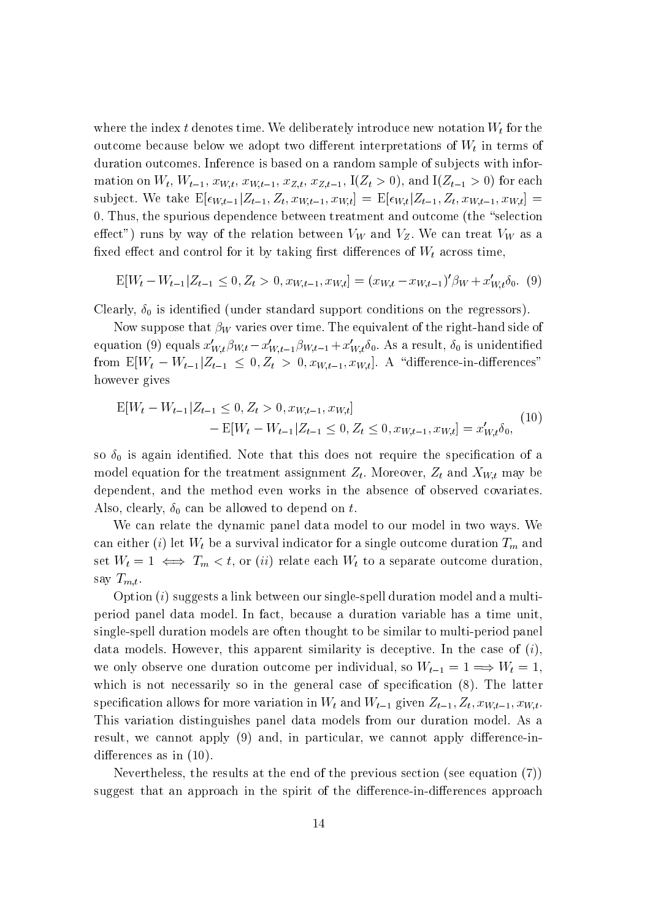where the index $t$ denotes time. We deliberately introduce new notation $W_t$ for the outcome because below we adopt two different interpretations of $W_t$ in terms of duration outcomes. Inference is based on a random sample of subjects with information on $W_t$, $W_{t-1}$, $x_{W,t}$, $x_{W,t-1}$, $x_{Z,t}$, $x_{Z,t-1}$, $\mathrm{I}(Z_t > 0)$, and $\mathrm{I}(Z_{t-1} > 0)$ for each subject. We take $\mathrm{E}[\epsilon_{W,t-1}|Z_{t-1}, Z_t, x_{W,t-1}, x_{W,t}] = \mathrm{E}[\epsilon_{W,t}|Z_{t-1}, Z_t, x_{W,t-1}, x_{W,t}] = 0$. Thus, the spurious dependence between treatment and outcome (the "selection effect") runs by way of the relation between $V_W$ and $V_Z$. We can treat $V_W$ as a fixed effect and control for it by taking first differences of $W_t$ across time,

$$\mathrm{E}[W_t - W_{t-1}|Z_{t-1} \leq 0, Z_t > 0, x_{W,t-1}, x_{W,t}] = (x_{W,t} - x_{W,t-1})'\beta_W + x_{W,t}'\delta_0. \quad (9)$$

Clearly, $\delta_0$ is identified (under standard support conditions on the regressors).

Now suppose that $\beta_W$ varies over time. The equivalent of the right-hand side of equation (9) equals $x_{W,t}'\beta_{W,t} - x_{W,t-1}'\beta_{W,t-1} + x_{W,t}'\delta_0$. As a result, $\delta_0$ is unidentified from $\mathrm{E}[W_t - W_{t-1}|Z_{t-1} \leq 0, Z_t > 0, x_{W,t-1}, x_{W,t}]$. A "difference-in-differences" however gives

$$\begin{aligned} &\mathrm{E}[W_t - W_{t-1}|Z_{t-1} \leq 0, Z_t > 0, x_{W,t-1}, x_{W,t}] \\ &\qquad - \mathrm{E}[W_t - W_{t-1}|Z_{t-1} \leq 0, Z_t \leq 0, x_{W,t-1}, x_{W,t}] = x_{W,t}'\delta_0, \end{aligned} \quad (10)$$

so $\delta_0$ is again identified. Note that this does not require the specification of a model equation for the treatment assignment $Z_t$. Moreover, $Z_t$ and $X_{W,t}$ may be dependent, and the method even works in the absence of observed covariates. Also, clearly, $\delta_0$ can be allowed to depend on $t$.

We can relate the dynamic panel data model to our model in two ways. We can either $(i)$ let $W_t$ be a survival indicator for a single outcome duration $T_m$ and set $W_t = 1 \iff T_m < t$, or $(ii)$ relate each $W_t$ to a separate outcome duration, say $T_{m,t}$.

Option $(i)$ suggests a link between our single-spell duration model and a multi-period panel data model. In fact, because a duration variable has a time unit, single-spell duration models are often thought to be similar to multi-period panel data models. However, this apparent similarity is deceptive. In the case of $(i)$, we only observe one duration outcome per individual, so $W_{t-1} = 1 \Longrightarrow W_t = 1$, which is not necessarily so in the general case of specification (8). The latter specification allows for more variation in $W_t$ and $W_{t-1}$ given $Z_{t-1}, Z_t, x_{W,t-1}, x_{W,t}$. This variation distinguishes panel data models from our duration model. As a result, we cannot apply (9) and, in particular, we cannot apply difference-in-differences as in (10).

Nevertheless, the results at the end of the previous section (see equation (7)) suggest that an approach in the spirit of the difference-in-differences approach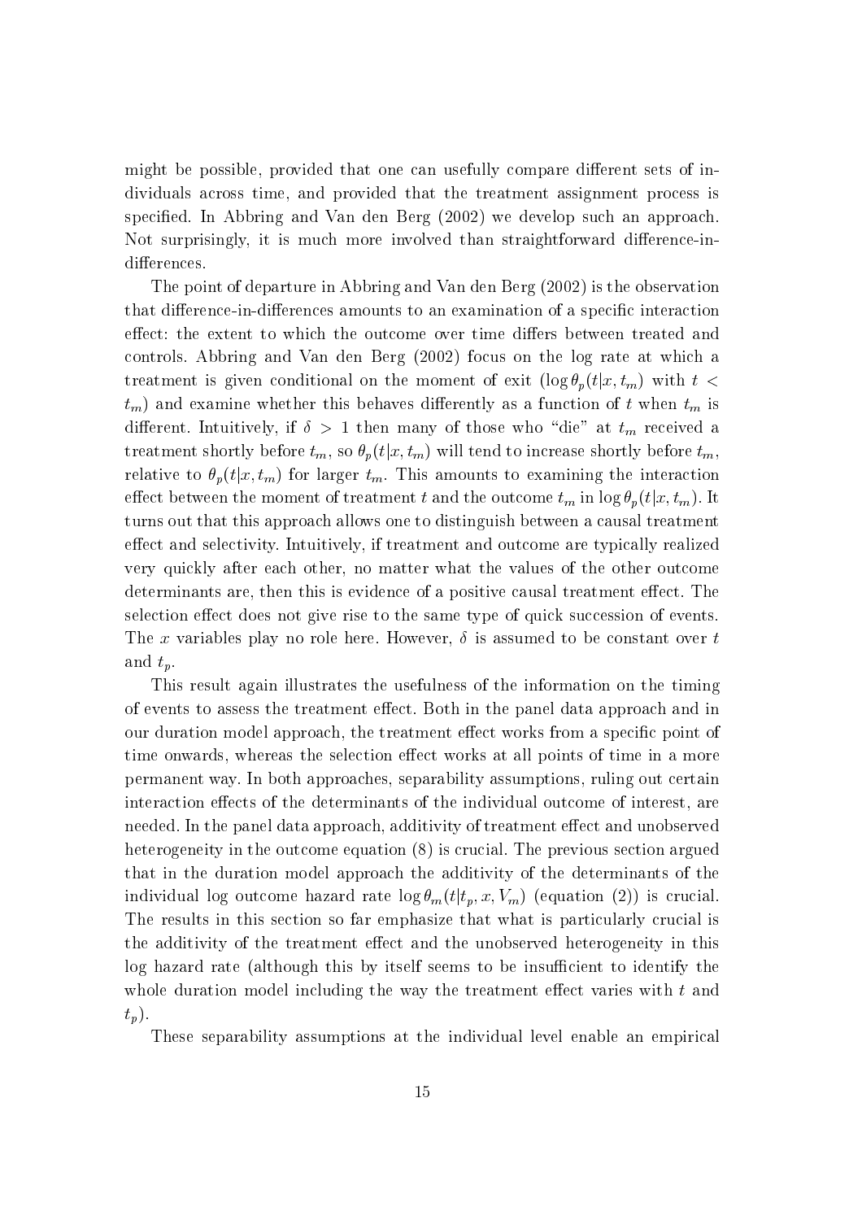might be possible, provided that one can usefully compare different sets of individuals across time, and provided that the treatment assignment process is specified. In Abbring and Van den Berg (2002) we develop such an approach. Not surprisingly, it is much more involved than straightforward difference-in-differences.

The point of departure in Abbring and Van den Berg (2002) is the observation that difference-in-differences amounts to an examination of a specific interaction effect: the extent to which the outcome over time differs between treated and controls. Abbring and Van den Berg (2002) focus on the log rate at which a treatment is given conditional on the moment of exit ($\log \theta_p(t|x, t_m)$ with $t < t_m$) and examine whether this behaves differently as a function of $t$ when $t_m$ is different. Intuitively, if $\delta > 1$ then many of those who "die" at $t_m$ received a treatment shortly before $t_m$, so $\theta_p(t|x, t_m)$ will tend to increase shortly before $t_m$, relative to $\theta_p(t|x, t_m)$ for larger $t_m$. This amounts to examining the interaction effect between the moment of treatment $t$ and the outcome $t_m$ in $\log \theta_p(t|x, t_m)$. It turns out that this approach allows one to distinguish between a causal treatment effect and selectivity. Intuitively, if treatment and outcome are typically realized very quickly after each other, no matter what the values of the other outcome determinants are, then this is evidence of a positive causal treatment effect. The selection effect does not give rise to the same type of quick succession of events. The $x$ variables play no role here. However, $\delta$ is assumed to be constant over $t$ and $t_p$.

This result again illustrates the usefulness of the information on the timing of events to assess the treatment effect. Both in the panel data approach and in our duration model approach, the treatment effect works from a specific point of time onwards, whereas the selection effect works at all points of time in a more permanent way. In both approaches, separability assumptions, ruling out certain interaction effects of the determinants of the individual outcome of interest, are needed. In the panel data approach, additivity of treatment effect and unobserved heterogeneity in the outcome equation (8) is crucial. The previous section argued that in the duration model approach the additivity of the determinants of the individual log outcome hazard rate $\log \theta_m(t|t_p, x, V_m)$ (equation (2)) is crucial. The results in this section so far emphasize that what is particularly crucial is the additivity of the treatment effect and the unobserved heterogeneity in this log hazard rate (although this by itself seems to be insufficient to identify the whole duration model including the way the treatment effect varies with $t$ and $t_p$).

These separability assumptions at the individual level enable an empirical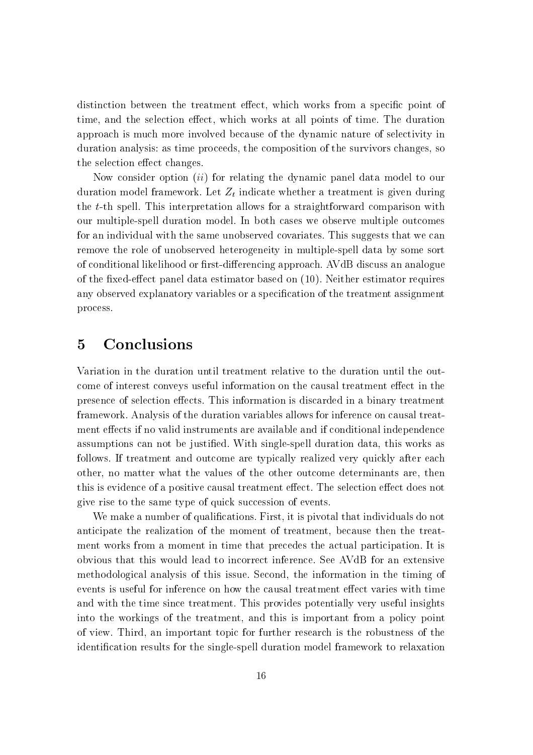distinction between the treatment effect, which works from a specific point of time, and the selection effect, which works at all points of time. The duration approach is much more involved because of the dynamic nature of selectivity in duration analysis: as time proceeds, the composition of the survivors changes, so the selection effect changes.

Now consider option (*ii*) for relating the dynamic panel data model to our duration model framework. Let $Z_t$ indicate whether a treatment is given during the $t$-th spell. This interpretation allows for a straightforward comparison with our multiple-spell duration model. In both cases we observe multiple outcomes for an individual with the same unobserved covariates. This suggests that we can remove the role of unobserved heterogeneity in multiple-spell data by some sort of conditional likelihood or first-differencing approach. AVdB discuss an analogue of the fixed-effect panel data estimator based on (10). Neither estimator requires any observed explanatory variables or a specification of the treatment assignment process.

# 5 Conclusions

Variation in the duration until treatment relative to the duration until the outcome of interest conveys useful information on the causal treatment effect in the presence of selection effects. This information is discarded in a binary treatment framework. Analysis of the duration variables allows for inference on causal treatment effects if no valid instruments are available and if conditional independence assumptions can not be justified. With single-spell duration data, this works as follows. If treatment and outcome are typically realized very quickly after each other, no matter what the values of the other outcome determinants are, then this is evidence of a positive causal treatment effect. The selection effect does not give rise to the same type of quick succession of events.

We make a number of qualifications. First, it is pivotal that individuals do not anticipate the realization of the moment of treatment, because then the treatment works from a moment in time that precedes the actual participation. It is obvious that this would lead to incorrect inference. See AVdB for an extensive methodological analysis of this issue. Second, the information in the timing of events is useful for inference on how the causal treatment effect varies with time and with the time since treatment. This provides potentially very useful insights into the workings of the treatment, and this is important from a policy point of view. Third, an important topic for further research is the robustness of the identification results for the single-spell duration model framework to relaxation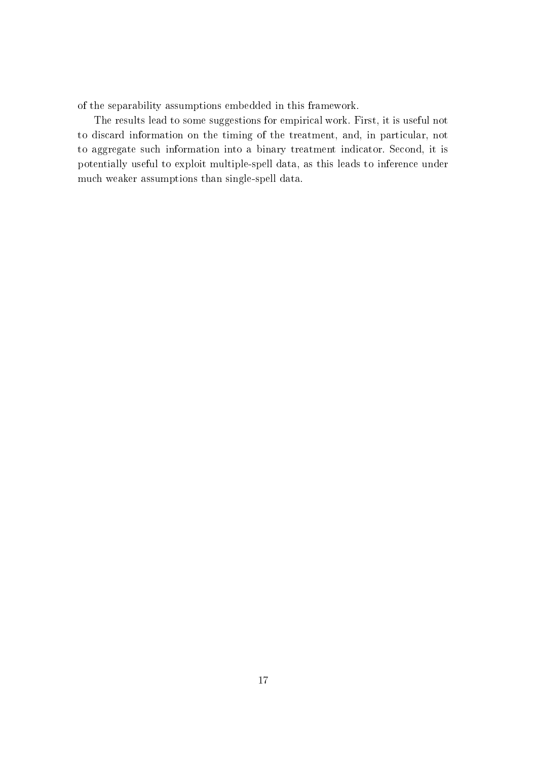of the separability assumptions embedded in this framework.

The results lead to some suggestions for empirical work. First, it is useful not to discard information on the timing of the treatment, and, in particular, not to aggregate such information into a binary treatment indicator. Second, it is potentially useful to exploit multiple-spell data, as this leads to inference under much weaker assumptions than single-spell data.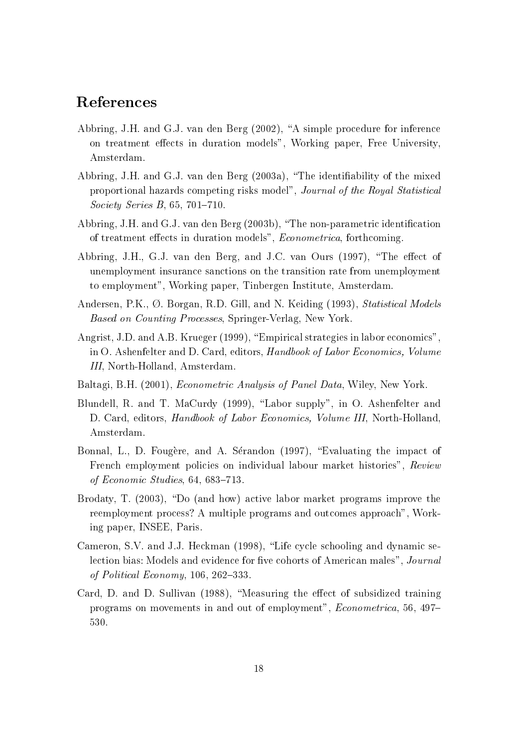## References

Abbring, J.H. and G.J. van den Berg (2002), "A simple procedure for inference on treatment effects in duration models", Working paper, Free University, Amsterdam.

Abbring, J.H. and G.J. van den Berg (2003a), "The identifiability of the mixed proportional hazards competing risks model", *Journal of the Royal Statistical Society Series B*, 65, 701–710.

Abbring, J.H. and G.J. van den Berg (2003b), "The non-parametric identification of treatment effects in duration models", *Econometrica*, forthcoming.

Abbring, J.H., G.J. van den Berg, and J.C. van Ours (1997), "The effect of unemployment insurance sanctions on the transition rate from unemployment to employment", Working paper, Tinbergen Institute, Amsterdam.

Andersen, P.K., Ø. Borgan, R.D. Gill, and N. Keiding (1993), *Statistical Models Based on Counting Processes*, Springer-Verlag, New York.

Angrist, J.D. and A.B. Krueger (1999), "Empirical strategies in labor economics", in O. Ashenfelter and D. Card, editors, *Handbook of Labor Economics, Volume III*, North-Holland, Amsterdam.

Baltagi, B.H. (2001), *Econometric Analysis of Panel Data*, Wiley, New York.

Blundell, R. and T. MaCurdy (1999), "Labor supply", in O. Ashenfelter and D. Card, editors, *Handbook of Labor Economics, Volume III*, North-Holland, Amsterdam.

Bonnal, L., D. Fougère, and A. Sérandon (1997), "Evaluating the impact of French employment policies on individual labour market histories", *Review of Economic Studies*, 64, 683–713.

Brodaty, T. (2003), "Do (and how) active labor market programs improve the reemployment process? A multiple programs and outcomes approach", Working paper, INSEE, Paris.

Cameron, S.V. and J.J. Heckman (1998), "Life cycle schooling and dynamic selection bias: Models and evidence for five cohorts of American males", *Journal of Political Economy*, 106, 262–333.

Card, D. and D. Sullivan (1988), "Measuring the effect of subsidized training programs on movements in and out of employment", *Econometrica*, 56, 497–530.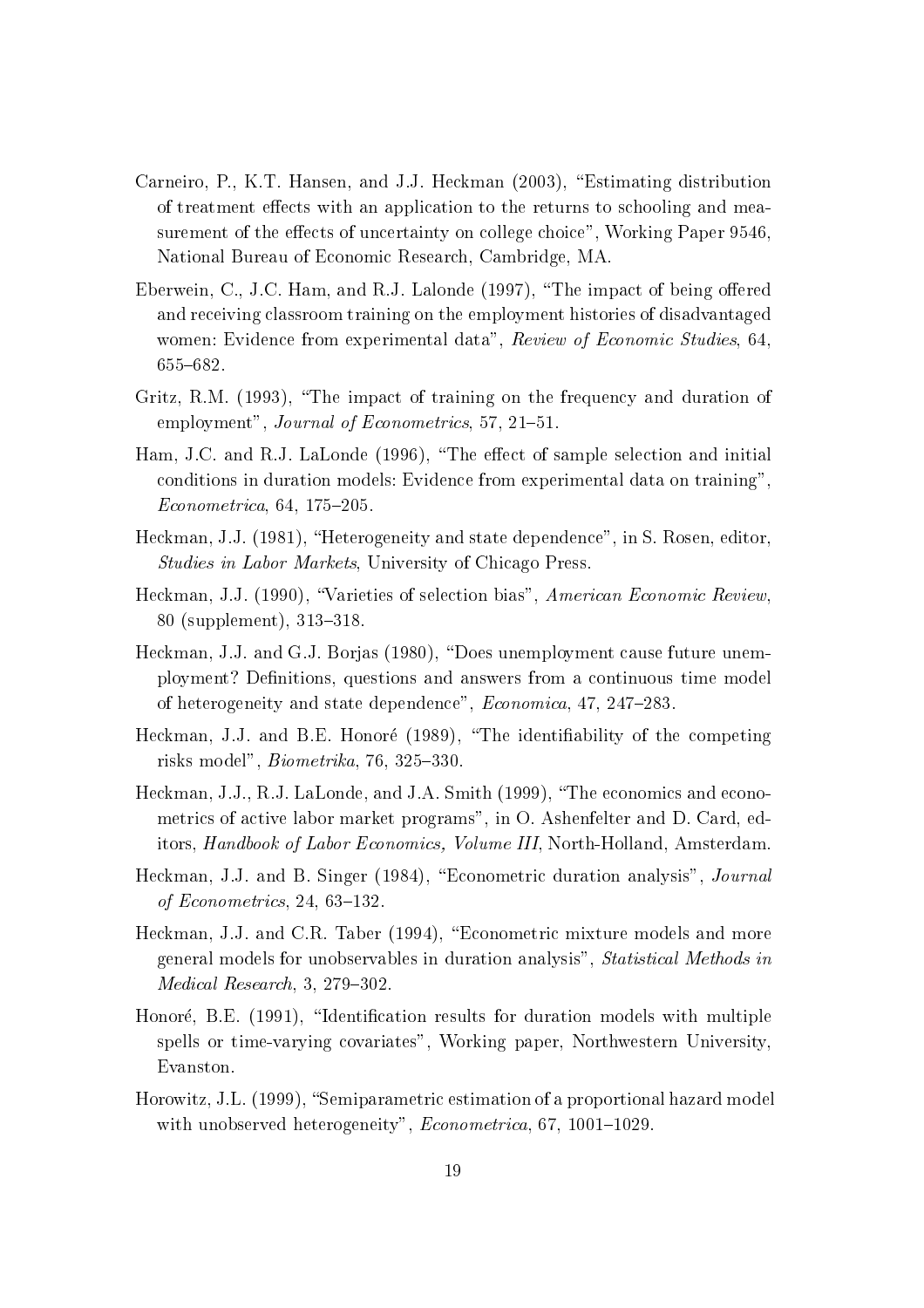Carneiro, P., K.T. Hansen, and J.J. Heckman (2003), "Estimating distribution of treatment effects with an application to the returns to schooling and measurement of the effects of uncertainty on college choice", Working Paper 9546, National Bureau of Economic Research, Cambridge, MA.

Eberwein, C., J.C. Ham, and R.J. Lalonde (1997), "The impact of being offered and receiving classroom training on the employment histories of disadvantaged women: Evidence from experimental data", *Review of Economic Studies*, 64, 655–682.

Gritz, R.M. (1993), "The impact of training on the frequency and duration of employment", *Journal of Econometrics*, 57, 21–51.

Ham, J.C. and R.J. LaLonde (1996), "The effect of sample selection and initial conditions in duration models: Evidence from experimental data on training", *Econometrica*, 64, 175–205.

Heckman, J.J. (1981), "Heterogeneity and state dependence", in S. Rosen, editor, *Studies in Labor Markets*, University of Chicago Press.

Heckman, J.J. (1990), "Varieties of selection bias", *American Economic Review*, 80 (supplement), 313–318.

Heckman, J.J. and G.J. Borjas (1980), "Does unemployment cause future unemployment? Definitions, questions and answers from a continuous time model of heterogeneity and state dependence", *Economica*, 47, 247–283.

Heckman, J.J. and B.E. Honoré (1989), "The identifiability of the competing risks model", *Biometrika*, 76, 325–330.

Heckman, J.J., R.J. LaLonde, and J.A. Smith (1999), "The economics and econometrics of active labor market programs", in O. Ashenfelter and D. Card, editors, *Handbook of Labor Economics, Volume III*, North-Holland, Amsterdam.

Heckman, J.J. and B. Singer (1984), "Econometric duration analysis", *Journal of Econometrics*, 24, 63–132.

Heckman, J.J. and C.R. Taber (1994), "Econometric mixture models and more general models for unobservables in duration analysis", *Statistical Methods in Medical Research*, 3, 279–302.

Honoré, B.E. (1991), "Identification results for duration models with multiple spells or time-varying covariates", Working paper, Northwestern University, Evanston.

Horowitz, J.L. (1999), "Semiparametric estimation of a proportional hazard model with unobserved heterogeneity", *Econometrica*, 67, 1001–1029.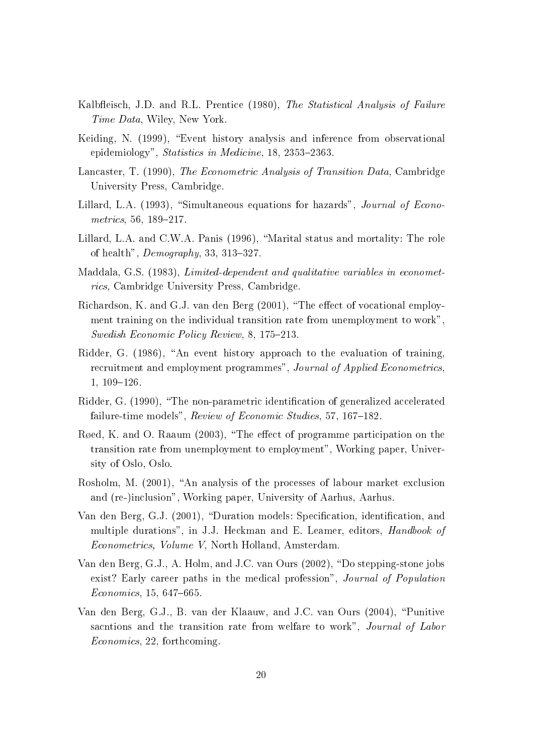Kalbfleisch, J.D. and R.L. Prentice (1980), *The Statistical Analysis of Failure Time Data*, Wiley, New York.

Keiding, N. (1999), "Event history analysis and inference from observational epidemiology", *Statistics in Medicine*, 18, 2353–2363.

Lancaster, T. (1990), *The Econometric Analysis of Transition Data*, Cambridge University Press, Cambridge.

Lillard, L.A. (1993), "Simultaneous equations for hazards", *Journal of Econometrics*, 56, 189–217.

Lillard, L.A. and C.W.A. Panis (1996), "Marital status and mortality: The role of health", *Demography*, 33, 313–327.

Maddala, G.S. (1983), *Limited-dependent and qualitative variables in econometrics*, Cambridge University Press, Cambridge.

Richardson, K. and G.J. van den Berg (2001), "The effect of vocational employment training on the individual transition rate from unemployment to work", *Swedish Economic Policy Review*, 8, 175–213.

Ridder, G. (1986), "An event history approach to the evaluation of training, recruitment and employment programmes", *Journal of Applied Econometrics*, 1, 109–126.

Ridder, G. (1990), "The non-parametric identification of generalized accelerated failure-time models", *Review of Economic Studies*, 57, 167–182.

Røed, K. and O. Raaum (2003), "The effect of programme participation on the transition rate from unemployment to employment", Working paper, University of Oslo, Oslo.

Rosholm, M. (2001), "An analysis of the processes of labour market exclusion and (re-)inclusion", Working paper, University of Aarhus, Aarhus.

Van den Berg, G.J. (2001), "Duration models: Specification, identification, and multiple durations", in J.J. Heckman and E. Leamer, editors, *Handbook of Econometrics, Volume V*, North Holland, Amsterdam.

Van den Berg, G.J., A. Holm, and J.C. van Ours (2002), "Do stepping-stone jobs exist? Early career paths in the medical profession", *Journal of Population Economics*, 15, 647–665.

Van den Berg, G.J., B. van der Klaauw, and J.C. van Ours (2004), "Punitive sacntions and the transition rate from welfare to work", *Journal of Labor Economics*, 22, forthcoming.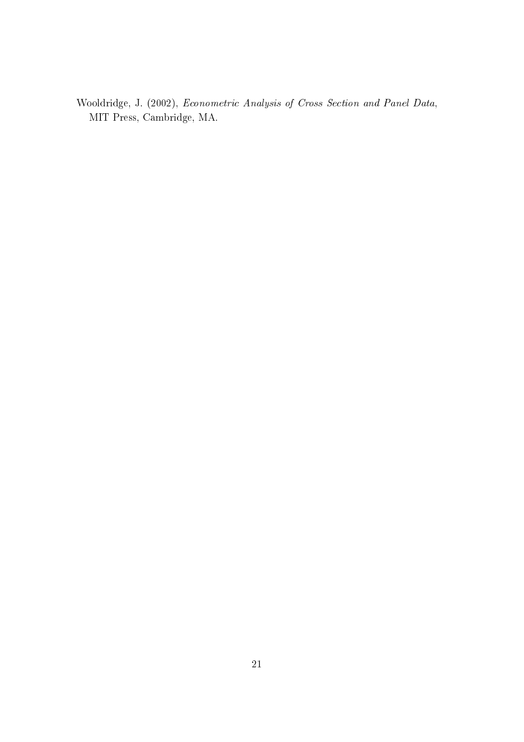Wooldridge, J. (2002), *Econometric Analysis of Cross Section and Panel Data*, MIT Press, Cambridge, MA.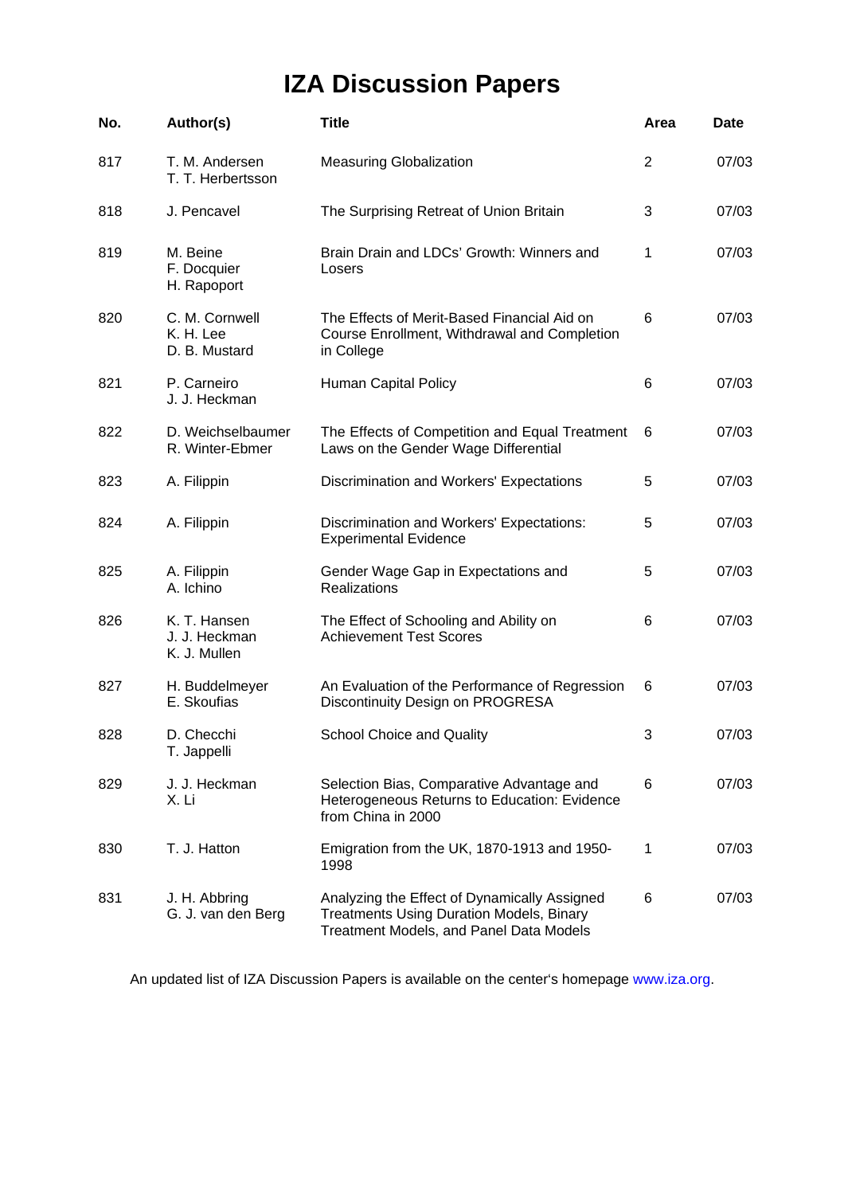# IZA Discussion Papers

| No. | Author(s) | Title | Area | Date |
|---|---|---|---|---|
| 817 | T. M. Andersen<br>T. T. Herbertsson | Measuring Globalization | 2 | 07/03 |
| 818 | J. Pencavel | The Surprising Retreat of Union Britain | 3 | 07/03 |
| 819 | M. Beine<br>F. Docquier<br>H. Rapoport | Brain Drain and LDCs' Growth: Winners and Losers | 1 | 07/03 |
| 820 | C. M. Cornwell<br>K. H. Lee<br>D. B. Mustard | The Effects of Merit-Based Financial Aid on Course Enrollment, Withdrawal and Completion in College | 6 | 07/03 |
| 821 | P. Carneiro<br>J. J. Heckman | Human Capital Policy | 6 | 07/03 |
| 822 | D. Weichselbaumer<br>R. Winter-Ebmer | The Effects of Competition and Equal Treatment Laws on the Gender Wage Differential | 6 | 07/03 |
| 823 | A. Filippin | Discrimination and Workers' Expectations | 5 | 07/03 |
| 824 | A. Filippin | Discrimination and Workers' Expectations: Experimental Evidence | 5 | 07/03 |
| 825 | A. Filippin<br>A. Ichino | Gender Wage Gap in Expectations and Realizations | 5 | 07/03 |
| 826 | K. T. Hansen<br>J. J. Heckman<br>K. J. Mullen | The Effect of Schooling and Ability on Achievement Test Scores | 6 | 07/03 |
| 827 | H. Buddelmeyer<br>E. Skoufias | An Evaluation of the Performance of Regression Discontinuity Design on PROGRESA | 6 | 07/03 |
| 828 | D. Checchi<br>T. Jappelli | School Choice and Quality | 3 | 07/03 |
| 829 | J. J. Heckman<br>X. Li | Selection Bias, Comparative Advantage and Heterogeneous Returns to Education: Evidence from China in 2000 | 6 | 07/03 |
| 830 | T. J. Hatton | Emigration from the UK, 1870-1913 and 1950-1998 | 1 | 07/03 |
| 831 | J. H. Abbring<br>G. J. van den Berg | Analyzing the Effect of Dynamically Assigned Treatments Using Duration Models, Binary Treatment Models, and Panel Data Models | 6 | 07/03 |

An updated list of IZA Discussion Papers is available on the center's homepage www.iza.org.